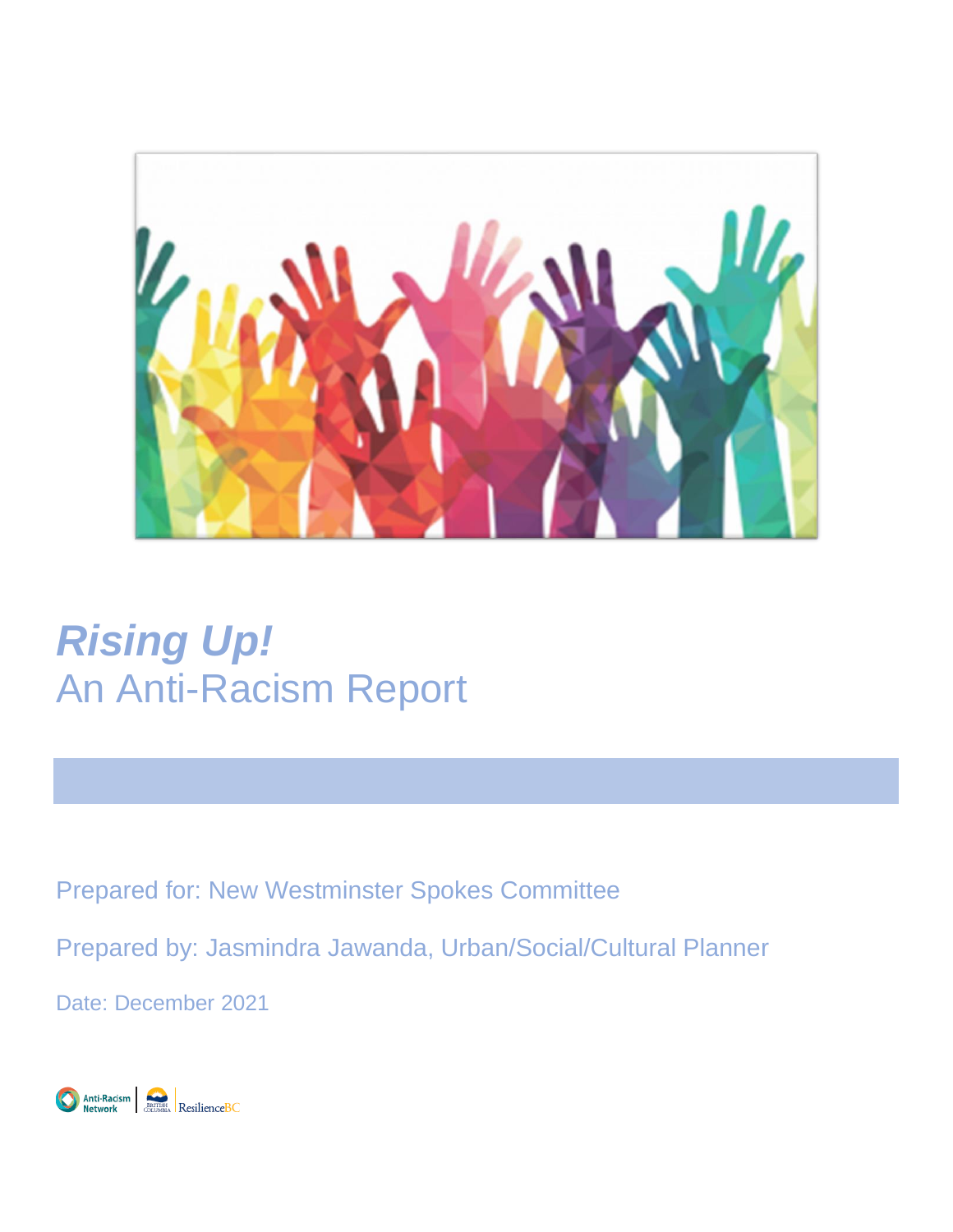# *Rising Up!*
## An Anti-Racism Report

Prepared for: New Westminster Spokes Committee

Prepared by: Jasmindra Jawanda, Urban/Social/Cultural Planner

Date: December 2021

Anti-Racism Network | British Columbia | ResilienceBC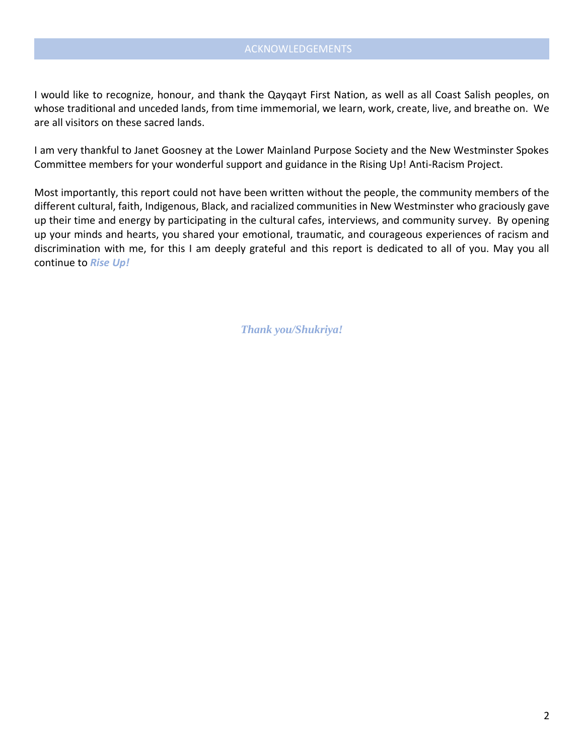# ACKNOWLEDGEMENTS

I would like to recognize, honour, and thank the Qayqayt First Nation, as well as all Coast Salish peoples, on whose traditional and unceded lands, from time immemorial, we learn, work, create, live, and breathe on. We are all visitors on these sacred lands.

I am very thankful to Janet Goosney at the Lower Mainland Purpose Society and the New Westminster Spokes Committee members for your wonderful support and guidance in the Rising Up! Anti-Racism Project.

Most importantly, this report could not have been written without the people, the community members of the different cultural, faith, Indigenous, Black, and racialized communities in New Westminster who graciously gave up their time and energy by participating in the cultural cafes, interviews, and community survey. By opening up your minds and hearts, you shared your emotional, traumatic, and courageous experiences of racism and discrimination with me, for this I am deeply grateful and this report is dedicated to all of you. May you all continue to ***Rise Up!***

***Thank you/Shukriya!***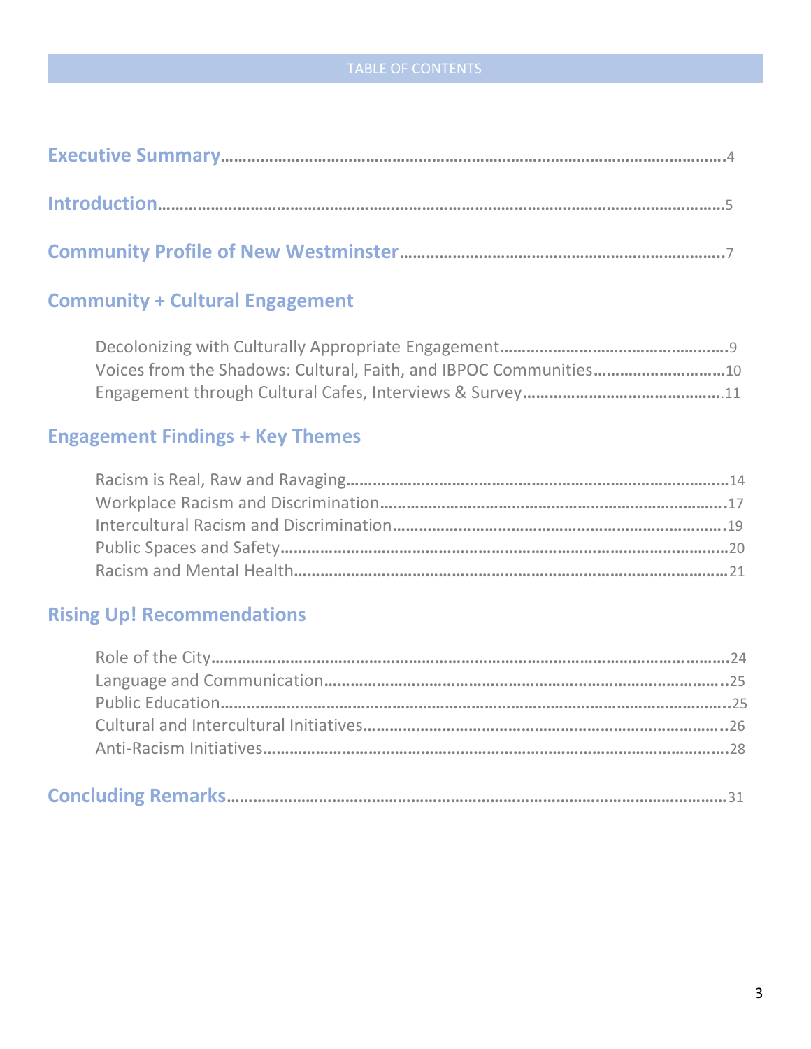# TABLE OF CONTENTS

**Executive Summary**……………………………………………………………………………………4

**Introduction**……………………………………………………………………………………………5

**Community Profile of New Westminster**……………………………………………………………7

## Community + Cultural Engagement

Decolonizing with Culturally Appropriate Engagement……………………………………………9
Voices from the Shadows: Cultural, Faith, and IBPOC Communities…………………………10
Engagement through Cultural Cafes, Interviews & Survey………………………………………11

## Engagement Findings + Key Themes

Racism is Real, Raw and Ravaging…………………………………………………………………14
Workplace Racism and Discrimination………………………………………………………………17
Intercultural Racism and Discrimination……………………………………………………………19
Public Spaces and Safety……………………………………………………………………………20
Racism and Mental Health……………………………………………………………………………21

## Rising Up! Recommendations

Role of the City………………………………………………………………………………………24
Language and Communication………………………………………………………………………25
Public Education………………………………………………………………………………………25
Cultural and Intercultural Initiatives…………………………………………………………………26
Anti-Racism Initiatives…………………………………………………………………………………28

**Concluding Remarks**…………………………………………………………………………………31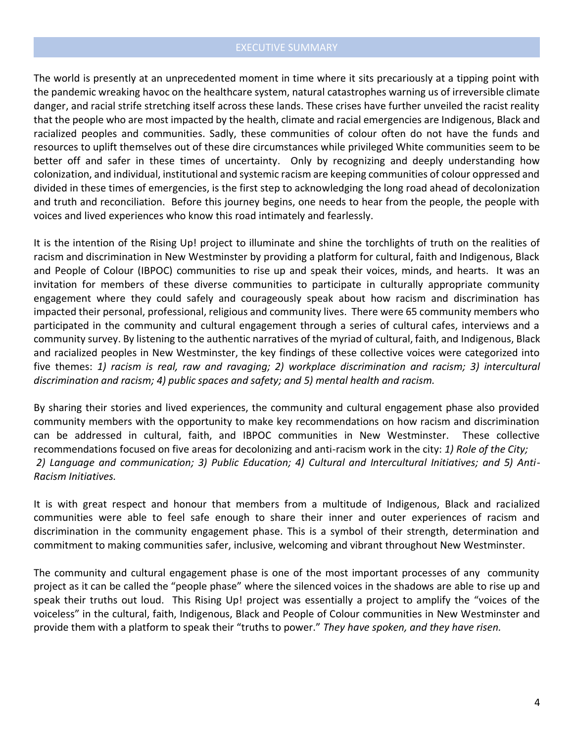## EXECUTIVE SUMMARY

The world is presently at an unprecedented moment in time where it sits precariously at a tipping point with the pandemic wreaking havoc on the healthcare system, natural catastrophes warning us of irreversible climate danger, and racial strife stretching itself across these lands. These crises have further unveiled the racist reality that the people who are most impacted by the health, climate and racial emergencies are Indigenous, Black and racialized peoples and communities. Sadly, these communities of colour often do not have the funds and resources to uplift themselves out of these dire circumstances while privileged White communities seem to be better off and safer in these times of uncertainty. Only by recognizing and deeply understanding how colonization, and individual, institutional and systemic racism are keeping communities of colour oppressed and divided in these times of emergencies, is the first step to acknowledging the long road ahead of decolonization and truth and reconciliation. Before this journey begins, one needs to hear from the people, the people with voices and lived experiences who know this road intimately and fearlessly.

It is the intention of the Rising Up! project to illuminate and shine the torchlights of truth on the realities of racism and discrimination in New Westminster by providing a platform for cultural, faith and Indigenous, Black and People of Colour (IBPOC) communities to rise up and speak their voices, minds, and hearts. It was an invitation for members of these diverse communities to participate in culturally appropriate community engagement where they could safely and courageously speak about how racism and discrimination has impacted their personal, professional, religious and community lives. There were 65 community members who participated in the community and cultural engagement through a series of cultural cafes, interviews and a community survey. By listening to the authentic narratives of the myriad of cultural, faith, and Indigenous, Black and racialized peoples in New Westminster, the key findings of these collective voices were categorized into five themes: *1) racism is real, raw and ravaging; 2) workplace discrimination and racism; 3) intercultural discrimination and racism; 4) public spaces and safety; and 5) mental health and racism.*

By sharing their stories and lived experiences, the community and cultural engagement phase also provided community members with the opportunity to make key recommendations on how racism and discrimination can be addressed in cultural, faith, and IBPOC communities in New Westminster. These collective recommendations focused on five areas for decolonizing and anti-racism work in the city: *1) Role of the City; 2) Language and communication; 3) Public Education; 4) Cultural and Intercultural Initiatives; and 5) Anti-Racism Initiatives.*

It is with great respect and honour that members from a multitude of Indigenous, Black and racialized communities were able to feel safe enough to share their inner and outer experiences of racism and discrimination in the community engagement phase. This is a symbol of their strength, determination and commitment to making communities safer, inclusive, welcoming and vibrant throughout New Westminster.

The community and cultural engagement phase is one of the most important processes of any community project as it can be called the "people phase" where the silenced voices in the shadows are able to rise up and speak their truths out loud. This Rising Up! project was essentially a project to amplify the "voices of the voiceless" in the cultural, faith, Indigenous, Black and People of Colour communities in New Westminster and provide them with a platform to speak their "truths to power." *They have spoken, and they have risen.*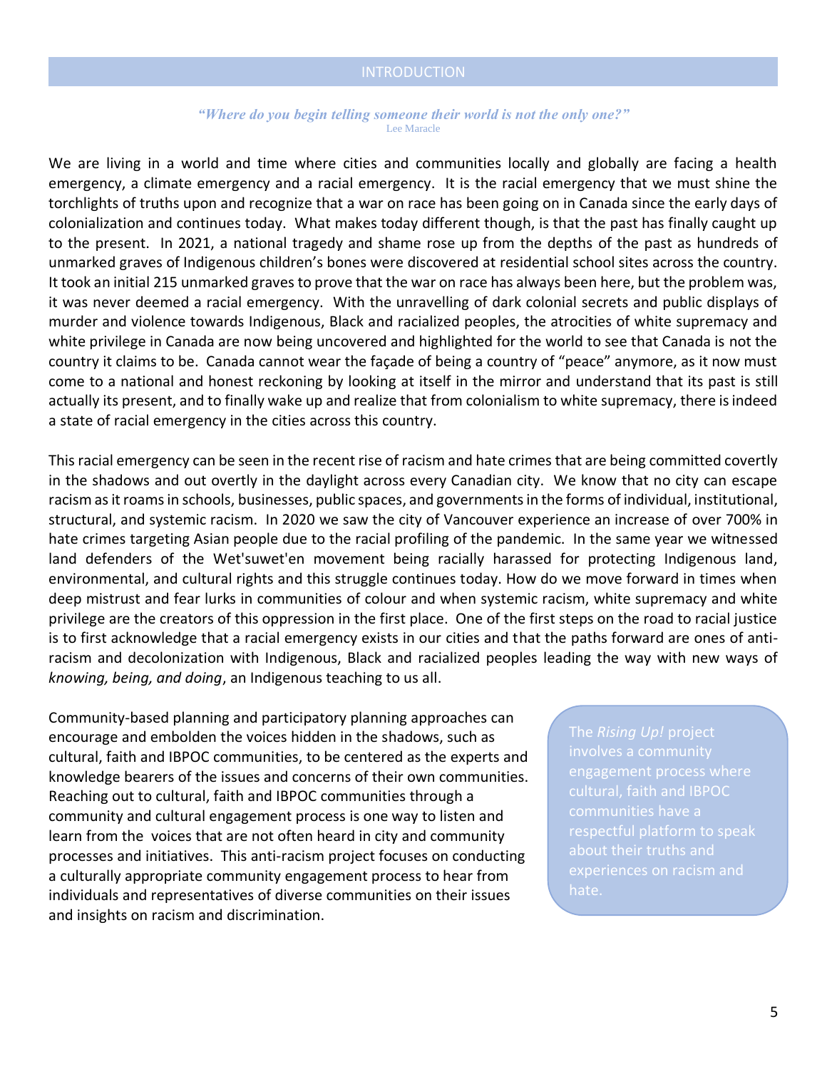## INTRODUCTION

*"Where do you begin telling someone their world is not the only one?"*
Lee Maracle

We are living in a world and time where cities and communities locally and globally are facing a health emergency, a climate emergency and a racial emergency. It is the racial emergency that we must shine the torchlights of truths upon and recognize that a war on race has been going on in Canada since the early days of colonialization and continues today. What makes today different though, is that the past has finally caught up to the present. In 2021, a national tragedy and shame rose up from the depths of the past as hundreds of unmarked graves of Indigenous children's bones were discovered at residential school sites across the country. It took an initial 215 unmarked graves to prove that the war on race has always been here, but the problem was, it was never deemed a racial emergency. With the unravelling of dark colonial secrets and public displays of murder and violence towards Indigenous, Black and racialized peoples, the atrocities of white supremacy and white privilege in Canada are now being uncovered and highlighted for the world to see that Canada is not the country it claims to be. Canada cannot wear the façade of being a country of "peace" anymore, as it now must come to a national and honest reckoning by looking at itself in the mirror and understand that its past is still actually its present, and to finally wake up and realize that from colonialism to white supremacy, there is indeed a state of racial emergency in the cities across this country.

This racial emergency can be seen in the recent rise of racism and hate crimes that are being committed covertly in the shadows and out overtly in the daylight across every Canadian city. We know that no city can escape racism as it roams in schools, businesses, public spaces, and governments in the forms of individual, institutional, structural, and systemic racism. In 2020 we saw the city of Vancouver experience an increase of over 700% in hate crimes targeting Asian people due to the racial profiling of the pandemic. In the same year we witnessed land defenders of the Wet'suwet'en movement being racially harassed for protecting Indigenous land, environmental, and cultural rights and this struggle continues today. How do we move forward in times when deep mistrust and fear lurks in communities of colour and when systemic racism, white supremacy and white privilege are the creators of this oppression in the first place. One of the first steps on the road to racial justice is to first acknowledge that a racial emergency exists in our cities and that the paths forward are ones of anti-racism and decolonization with Indigenous, Black and racialized peoples leading the way with new ways of *knowing, being, and doing*, an Indigenous teaching to us all.

Community-based planning and participatory planning approaches can encourage and embolden the voices hidden in the shadows, such as cultural, faith and IBPOC communities, to be centered as the experts and knowledge bearers of the issues and concerns of their own communities. Reaching out to cultural, faith and IBPOC communities through a community and cultural engagement process is one way to listen and learn from the voices that are not often heard in city and community processes and initiatives. This anti-racism project focuses on conducting a culturally appropriate community engagement process to hear from individuals and representatives of diverse communities on their issues and insights on racism and discrimination.

> The *Rising Up!* project involves a community engagement process where cultural, faith and IBPOC communities have a respectful platform to speak about their truths and experiences on racism and hate.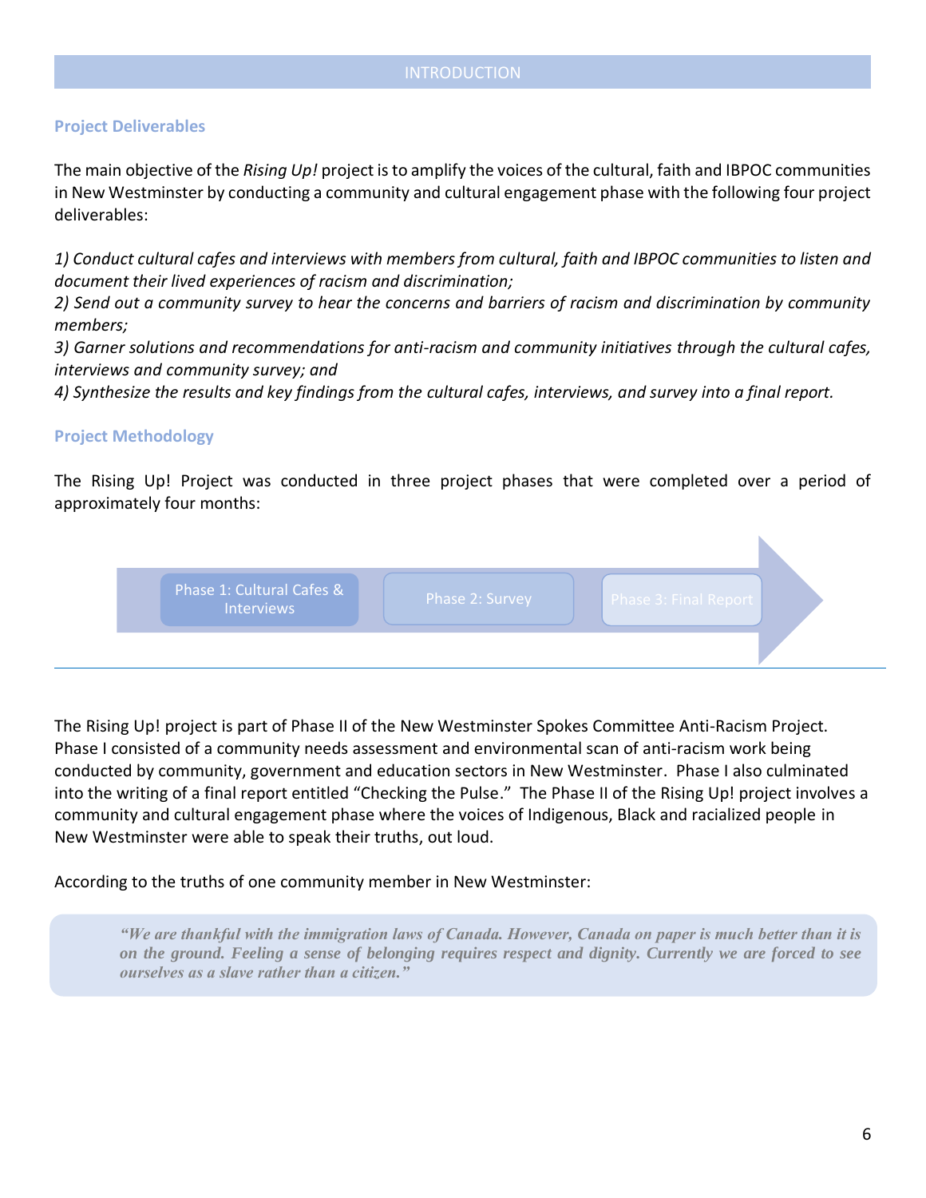# INTRODUCTION

## Project Deliverables

The main objective of the *Rising Up!* project is to amplify the voices of the cultural, faith and IBPOC communities in New Westminster by conducting a community and cultural engagement phase with the following four project deliverables:

*1) Conduct cultural cafes and interviews with members from cultural, faith and IBPOC communities to listen and document their lived experiences of racism and discrimination;*
*2) Send out a community survey to hear the concerns and barriers of racism and discrimination by community members;*
*3) Garner solutions and recommendations for anti-racism and community initiatives through the cultural cafes, interviews and community survey; and*
*4) Synthesize the results and key findings from the cultural cafes, interviews, and survey into a final report.*

## Project Methodology

The Rising Up! Project was conducted in three project phases that were completed over a period of approximately four months:

Phase 1: Cultural Cafes & Interviews → Phase 2: Survey → Phase 3: Final Report

The Rising Up! project is part of Phase II of the New Westminster Spokes Committee Anti-Racism Project. Phase I consisted of a community needs assessment and environmental scan of anti-racism work being conducted by community, government and education sectors in New Westminster. Phase I also culminated into the writing of a final report entitled "Checking the Pulse." The Phase II of the Rising Up! project involves a community and cultural engagement phase where the voices of Indigenous, Black and racialized people in New Westminster were able to speak their truths, out loud.

According to the truths of one community member in New Westminster:

> ***"We are thankful with the immigration laws of Canada. However, Canada on paper is much better than it is on the ground. Feeling a sense of belonging requires respect and dignity. Currently we are forced to see ourselves as a slave rather than a citizen."***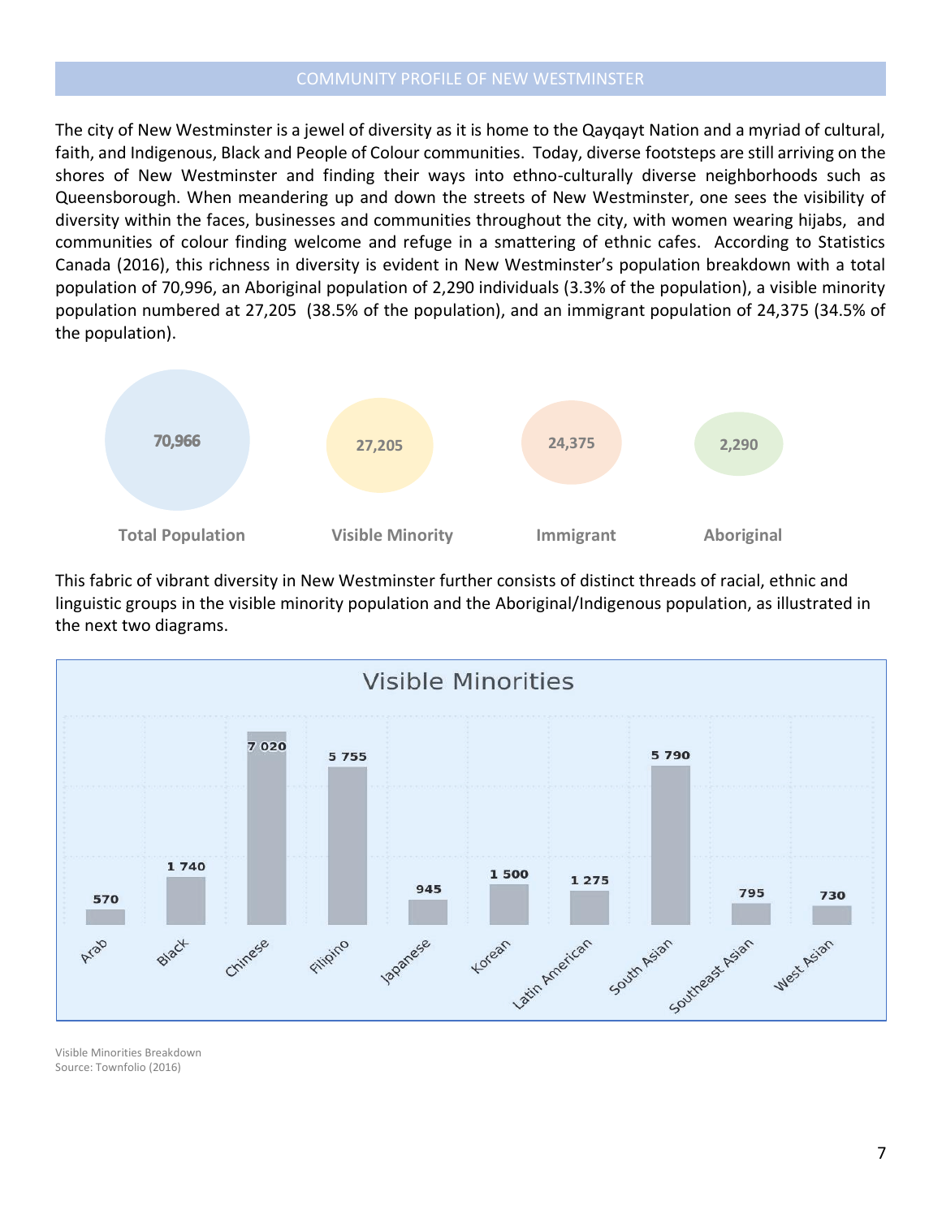## COMMUNITY PROFILE OF NEW WESTMINSTER

The city of New Westminster is a jewel of diversity as it is home to the Qayqayt Nation and a myriad of cultural, faith, and Indigenous, Black and People of Colour communities. Today, diverse footsteps are still arriving on the shores of New Westminster and finding their ways into ethno-culturally diverse neighborhoods such as Queensborough. When meandering up and down the streets of New Westminster, one sees the visibility of diversity within the faces, businesses and communities throughout the city, with women wearing hijabs, and communities of colour finding welcome and refuge in a smattering of ethnic cafes. According to Statistics Canada (2016), this richness in diversity is evident in New Westminster's population breakdown with a total population of 70,996, an Aboriginal population of 2,290 individuals (3.3% of the population), a visible minority population numbered at 27,205 (38.5% of the population), and an immigrant population of 24,375 (34.5% of the population).

| Total Population | Visible Minority | Immigrant | Aboriginal |
|---|---|---|---|
| 70,966 | 27,205 | 24,375 | 2,290 |

This fabric of vibrant diversity in New Westminster further consists of distinct threads of racial, ethnic and linguistic groups in the visible minority population and the Aboriginal/Indigenous population, as illustrated in the next two diagrams.

**Visible Minorities**

| Group | Population |
|---|---|
| Arab | 570 |
| Black | 1 740 |
| Chinese | 7 020 |
| Filipino | 5 755 |
| Japanese | 945 |
| Korean | 1 500 |
| Latin American | 1 275 |
| South Asian | 5 790 |
| Southeast Asian | 795 |
| West Asian | 730 |

Visible Minorities Breakdown
Source: Townfolio (2016)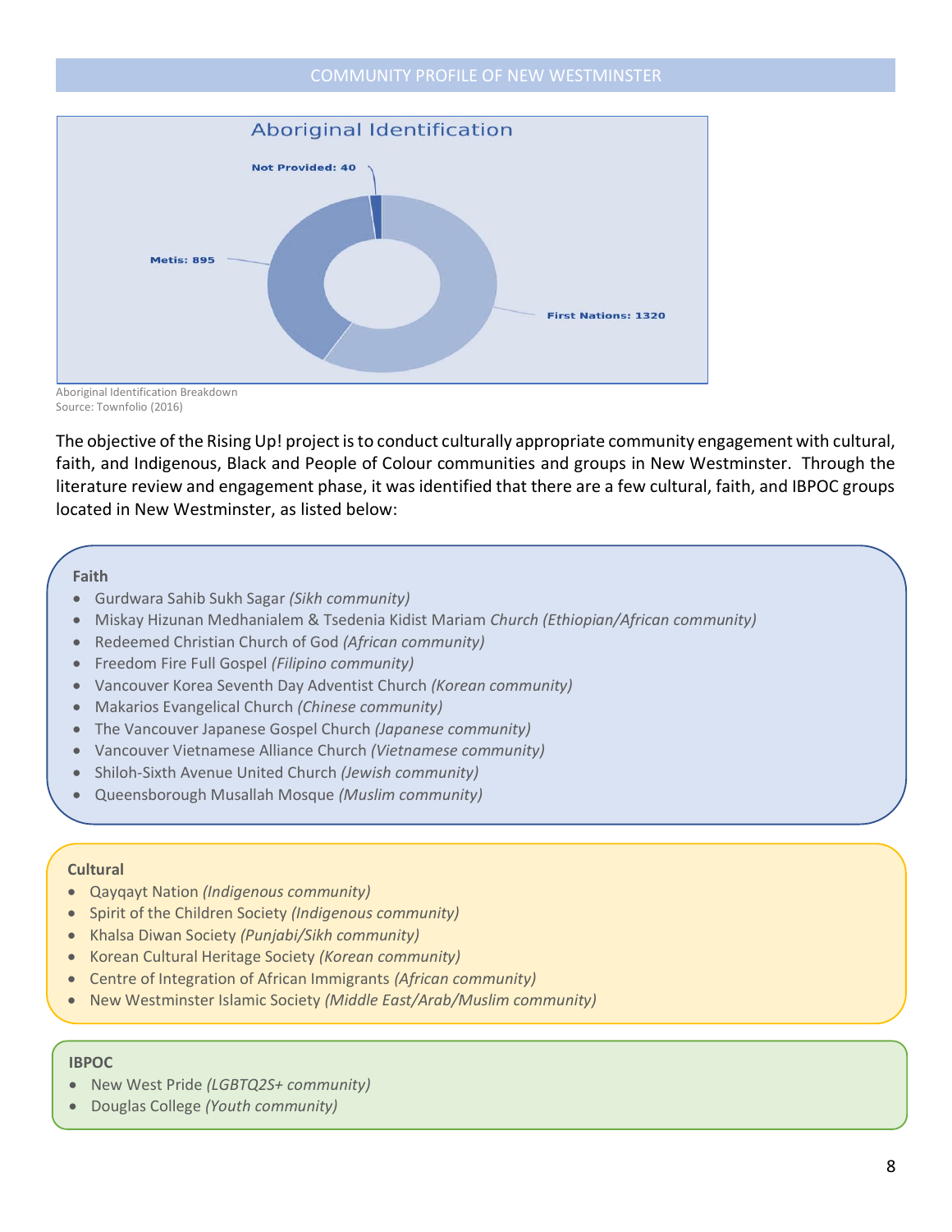Aboriginal Identification

Not Provided: 40

Metis: 895

First Nations: 1320

Aboriginal Identification Breakdown
Source: Townfolio (2016)

The objective of the Rising Up! project is to conduct culturally appropriate community engagement with cultural, faith, and Indigenous, Black and People of Colour communities and groups in New Westminster. Through the literature review and engagement phase, it was identified that there are a few cultural, faith, and IBPOC groups located in New Westminster, as listed below:

**Faith**

- Gurdwara Sahib Sukh Sagar *(Sikh community)*
- Miskay Hizunan Medhanialem & Tsedenia Kidist Mariam Church *(Ethiopian/African community)*
- Redeemed Christian Church of God *(African community)*
- Freedom Fire Full Gospel *(Filipino community)*
- Vancouver Korea Seventh Day Adventist Church *(Korean community)*
- Makarios Evangelical Church *(Chinese community)*
- The Vancouver Japanese Gospel Church *(Japanese community)*
- Vancouver Vietnamese Alliance Church *(Vietnamese community)*
- Shiloh-Sixth Avenue United Church *(Jewish community)*
- Queensborough Musallah Mosque *(Muslim community)*

**Cultural**

- Qayqayt Nation *(Indigenous community)*
- Spirit of the Children Society *(Indigenous community)*
- Khalsa Diwan Society *(Punjabi/Sikh community)*
- Korean Cultural Heritage Society *(Korean community)*
- Centre of Integration of African Immigrants *(African community)*
- New Westminster Islamic Society *(Middle East/Arab/Muslim community)*

**IBPOC**

- New West Pride *(LGBTQ2S+ community)*
- Douglas College *(Youth community)*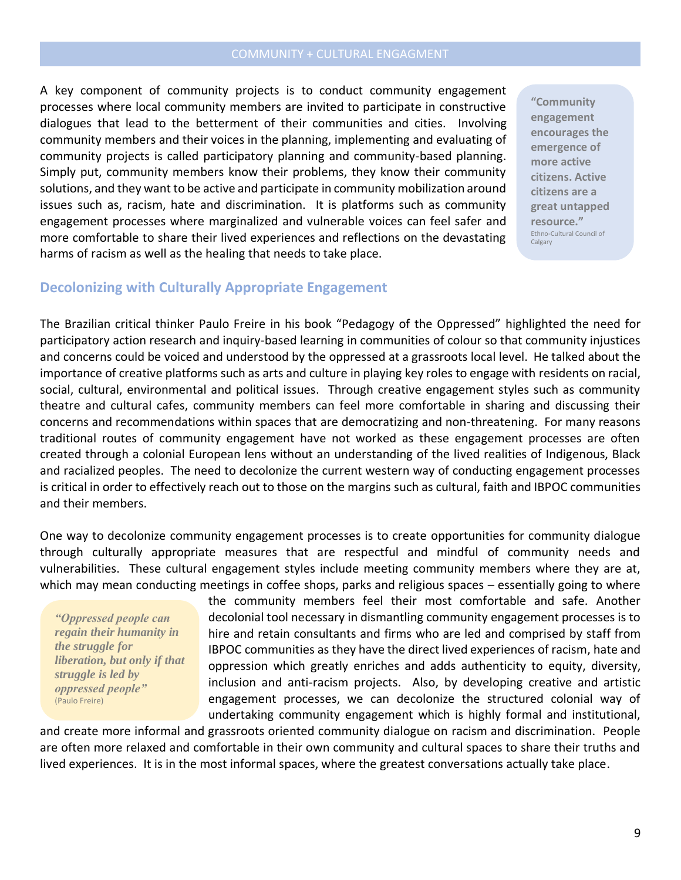## COMMUNITY + CULTURAL ENGAGMENT

A key component of community projects is to conduct community engagement processes where local community members are invited to participate in constructive dialogues that lead to the betterment of their communities and cities. Involving community members and their voices in the planning, implementing and evaluating of community projects is called participatory planning and community-based planning. Simply put, community members know their problems, they know their community solutions, and they want to be active and participate in community mobilization around issues such as, racism, hate and discrimination. It is platforms such as community engagement processes where marginalized and vulnerable voices can feel safer and more comfortable to share their lived experiences and reflections on the devastating harms of racism as well as the healing that needs to take place.

> **"Community engagement encourages the emergence of more active citizens. Active citizens are a great untapped resource."**
> Ethno-Cultural Council of Calgary

### Decolonizing with Culturally Appropriate Engagement

The Brazilian critical thinker Paulo Freire in his book "Pedagogy of the Oppressed" highlighted the need for participatory action research and inquiry-based learning in communities of colour so that community injustices and concerns could be voiced and understood by the oppressed at a grassroots local level. He talked about the importance of creative platforms such as arts and culture in playing key roles to engage with residents on racial, social, cultural, environmental and political issues. Through creative engagement styles such as community theatre and cultural cafes, community members can feel more comfortable in sharing and discussing their concerns and recommendations within spaces that are democratizing and non-threatening. For many reasons traditional routes of community engagement have not worked as these engagement processes are often created through a colonial European lens without an understanding of the lived realities of Indigenous, Black and racialized peoples. The need to decolonize the current western way of conducting engagement processes is critical in order to effectively reach out to those on the margins such as cultural, faith and IBPOC communities and their members.

One way to decolonize community engagement processes is to create opportunities for community dialogue through culturally appropriate measures that are respectful and mindful of community needs and vulnerabilities. These cultural engagement styles include meeting community members where they are at, which may mean conducting meetings in coffee shops, parks and religious spaces – essentially going to where the community members feel their most comfortable and safe. Another decolonial tool necessary in dismantling community engagement processes is to hire and retain consultants and firms who are led and comprised by staff from IBPOC communities as they have the direct lived experiences of racism, hate and oppression which greatly enriches and adds authenticity to equity, diversity, inclusion and anti-racism projects. Also, by developing creative and artistic engagement processes, we can decolonize the structured colonial way of undertaking community engagement which is highly formal and institutional, and create more informal and grassroots oriented community dialogue on racism and discrimination. People are often more relaxed and comfortable in their own community and cultural spaces to share their truths and lived experiences. It is in the most informal spaces, where the greatest conversations actually take place.

> ***"Oppressed people can regain their humanity in the struggle for liberation, but only if that struggle is led by oppressed people"***
> (Paulo Freire)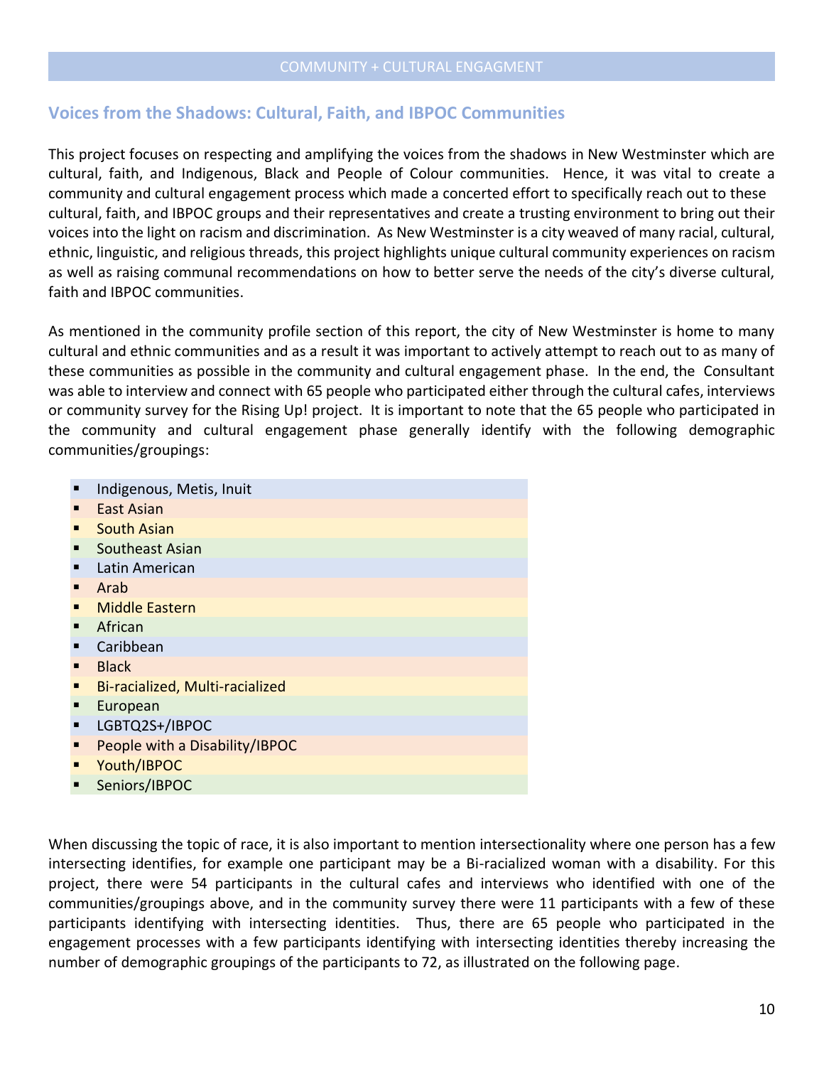COMMUNITY + CULTURAL ENGAGMENT

## Voices from the Shadows: Cultural, Faith, and IBPOC Communities

This project focuses on respecting and amplifying the voices from the shadows in New Westminster which are cultural, faith, and Indigenous, Black and People of Colour communities. Hence, it was vital to create a community and cultural engagement process which made a concerted effort to specifically reach out to these cultural, faith, and IBPOC groups and their representatives and create a trusting environment to bring out their voices into the light on racism and discrimination. As New Westminster is a city weaved of many racial, cultural, ethnic, linguistic, and religious threads, this project highlights unique cultural community experiences on racism as well as raising communal recommendations on how to better serve the needs of the city's diverse cultural, faith and IBPOC communities.

As mentioned in the community profile section of this report, the city of New Westminster is home to many cultural and ethnic communities and as a result it was important to actively attempt to reach out to as many of these communities as possible in the community and cultural engagement phase. In the end, the Consultant was able to interview and connect with 65 people who participated either through the cultural cafes, interviews or community survey for the Rising Up! project. It is important to note that the 65 people who participated in the community and cultural engagement phase generally identify with the following demographic communities/groupings:

- Indigenous, Metis, Inuit
- East Asian
- South Asian
- Southeast Asian
- Latin American
- Arab
- Middle Eastern
- African
- Caribbean
- Black
- Bi-racialized, Multi-racialized
- European
- LGBTQ2S+/IBPOC
- People with a Disability/IBPOC
- Youth/IBPOC
- Seniors/IBPOC

When discussing the topic of race, it is also important to mention intersectionality where one person has a few intersecting identifies, for example one participant may be a Bi-racialized woman with a disability. For this project, there were 54 participants in the cultural cafes and interviews who identified with one of the communities/groupings above, and in the community survey there were 11 participants with a few of these participants identifying with intersecting identities. Thus, there are 65 people who participated in the engagement processes with a few participants identifying with intersecting identities thereby increasing the number of demographic groupings of the participants to 72, as illustrated on the following page.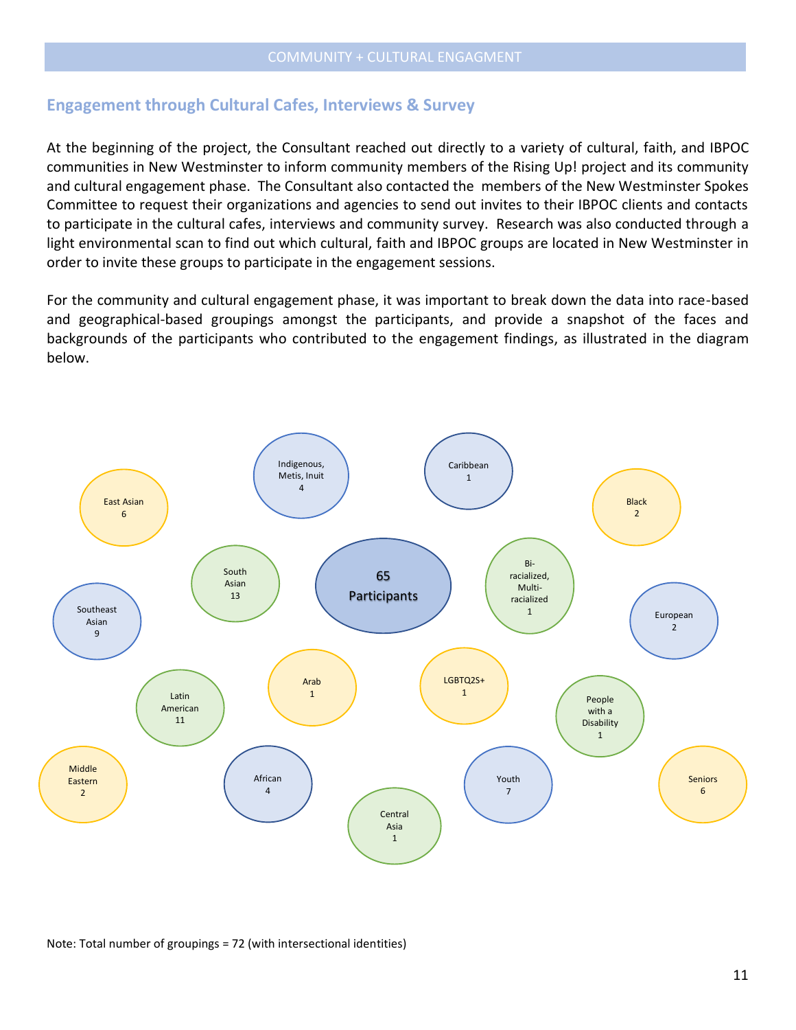COMMUNITY + CULTURAL ENGAGMENT

## Engagement through Cultural Cafes, Interviews & Survey

At the beginning of the project, the Consultant reached out directly to a variety of cultural, faith, and IBPOC communities in New Westminster to inform community members of the Rising Up! project and its community and cultural engagement phase. The Consultant also contacted the members of the New Westminster Spokes Committee to request their organizations and agencies to send out invites to their IBPOC clients and contacts to participate in the cultural cafes, interviews and community survey. Research was also conducted through a light environmental scan to find out which cultural, faith and IBPOC groups are located in New Westminster in order to invite these groups to participate in the engagement sessions.

For the community and cultural engagement phase, it was important to break down the data into race-based and geographical-based groupings amongst the participants, and provide a snapshot of the faces and backgrounds of the participants who contributed to the engagement findings, as illustrated in the diagram below.

**65 Participants**

- Indigenous, Metis, Inuit 4
- Caribbean 1
- East Asian 6
- Black 2
- South Asian 13
- Bi-racialized, Multi-racialized 1
- Southeast Asian 9
- European 2
- Arab 1
- LGBTQ2S+ 1
- Latin American 11
- People with a Disability 1
- Middle Eastern 2
- African 4
- Youth 7
- Seniors 6
- Central Asia 1

Note: Total number of groupings = 72 (with intersectional identities)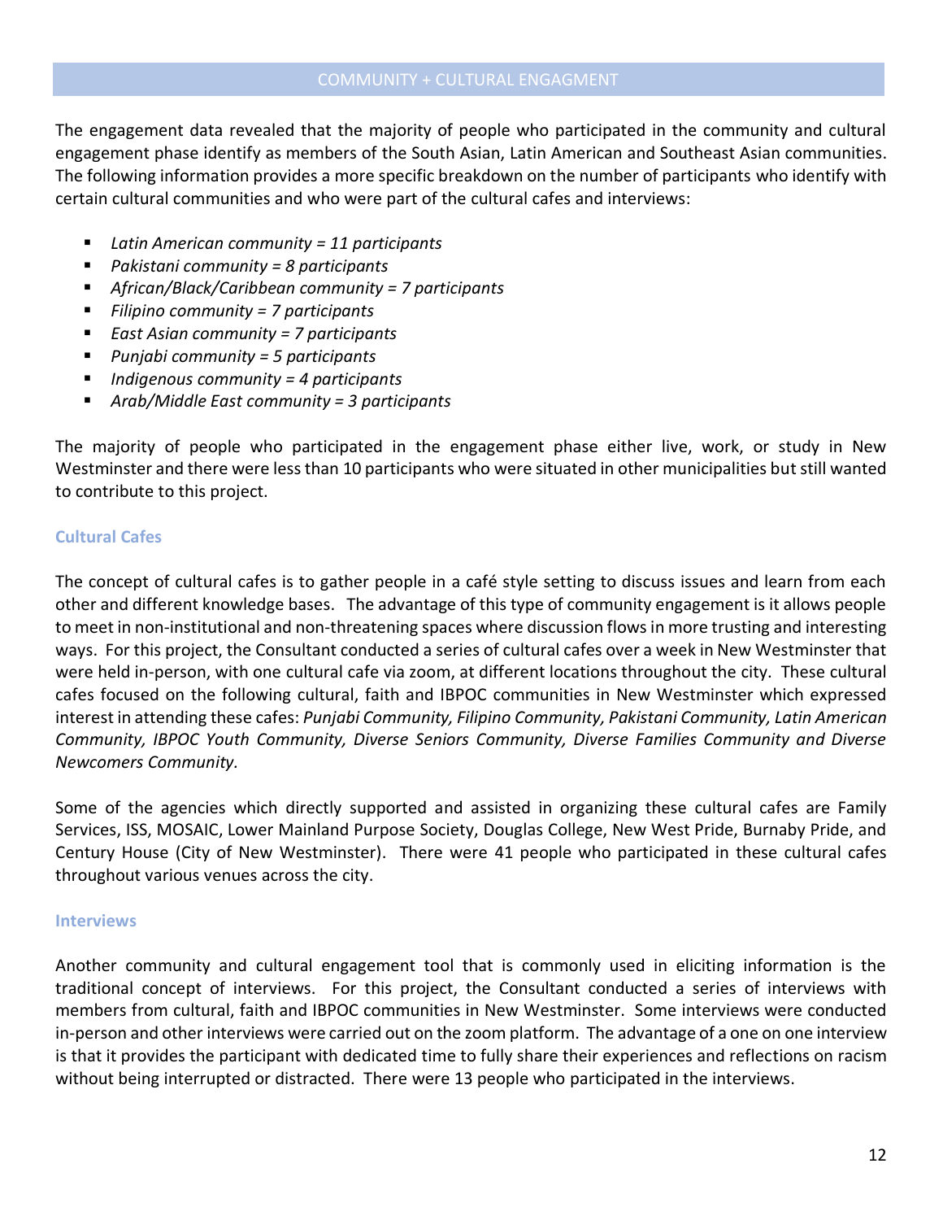## COMMUNITY + CULTURAL ENGAGMENT

The engagement data revealed that the majority of people who participated in the community and cultural engagement phase identify as members of the South Asian, Latin American and Southeast Asian communities. The following information provides a more specific breakdown on the number of participants who identify with certain cultural communities and who were part of the cultural cafes and interviews:

- *Latin American community = 11 participants*
- *Pakistani community = 8 participants*
- *African/Black/Caribbean community = 7 participants*
- *Filipino community = 7 participants*
- *East Asian community = 7 participants*
- *Punjabi community = 5 participants*
- *Indigenous community = 4 participants*
- *Arab/Middle East community = 3 participants*

The majority of people who participated in the engagement phase either live, work, or study in New Westminster and there were less than 10 participants who were situated in other municipalities but still wanted to contribute to this project.

### Cultural Cafes

The concept of cultural cafes is to gather people in a café style setting to discuss issues and learn from each other and different knowledge bases. The advantage of this type of community engagement is it allows people to meet in non-institutional and non-threatening spaces where discussion flows in more trusting and interesting ways. For this project, the Consultant conducted a series of cultural cafes over a week in New Westminster that were held in-person, with one cultural cafe via zoom, at different locations throughout the city. These cultural cafes focused on the following cultural, faith and IBPOC communities in New Westminster which expressed interest in attending these cafes: *Punjabi Community, Filipino Community, Pakistani Community, Latin American Community, IBPOC Youth Community, Diverse Seniors Community, Diverse Families Community and Diverse Newcomers Community.*

Some of the agencies which directly supported and assisted in organizing these cultural cafes are Family Services, ISS, MOSAIC, Lower Mainland Purpose Society, Douglas College, New West Pride, Burnaby Pride, and Century House (City of New Westminster). There were 41 people who participated in these cultural cafes throughout various venues across the city.

### Interviews

Another community and cultural engagement tool that is commonly used in eliciting information is the traditional concept of interviews. For this project, the Consultant conducted a series of interviews with members from cultural, faith and IBPOC communities in New Westminster. Some interviews were conducted in-person and other interviews were carried out on the zoom platform. The advantage of a one on one interview is that it provides the participant with dedicated time to fully share their experiences and reflections on racism without being interrupted or distracted. There were 13 people who participated in the interviews.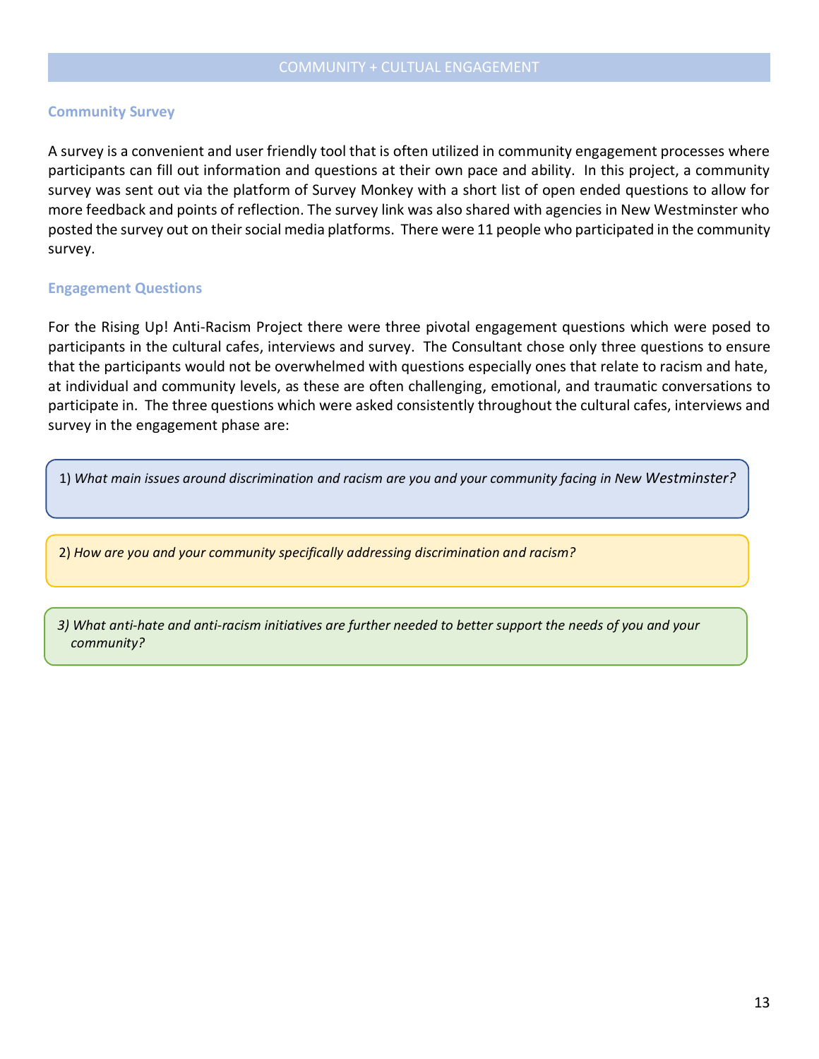## COMMUNITY + CULTUAL ENGAGEMENT

### Community Survey

A survey is a convenient and user friendly tool that is often utilized in community engagement processes where participants can fill out information and questions at their own pace and ability. In this project, a community survey was sent out via the platform of Survey Monkey with a short list of open ended questions to allow for more feedback and points of reflection. The survey link was also shared with agencies in New Westminster who posted the survey out on their social media platforms. There were 11 people who participated in the community survey.

### Engagement Questions

For the Rising Up! Anti-Racism Project there were three pivotal engagement questions which were posed to participants in the cultural cafes, interviews and survey. The Consultant chose only three questions to ensure that the participants would not be overwhelmed with questions especially ones that relate to racism and hate, at individual and community levels, as these are often challenging, emotional, and traumatic conversations to participate in. The three questions which were asked consistently throughout the cultural cafes, interviews and survey in the engagement phase are:

1) *What main issues around discrimination and racism are you and your community facing in New Westminster?*

2) *How are you and your community specifically addressing discrimination and racism?*

3) *What anti-hate and anti-racism initiatives are further needed to better support the needs of you and your community?*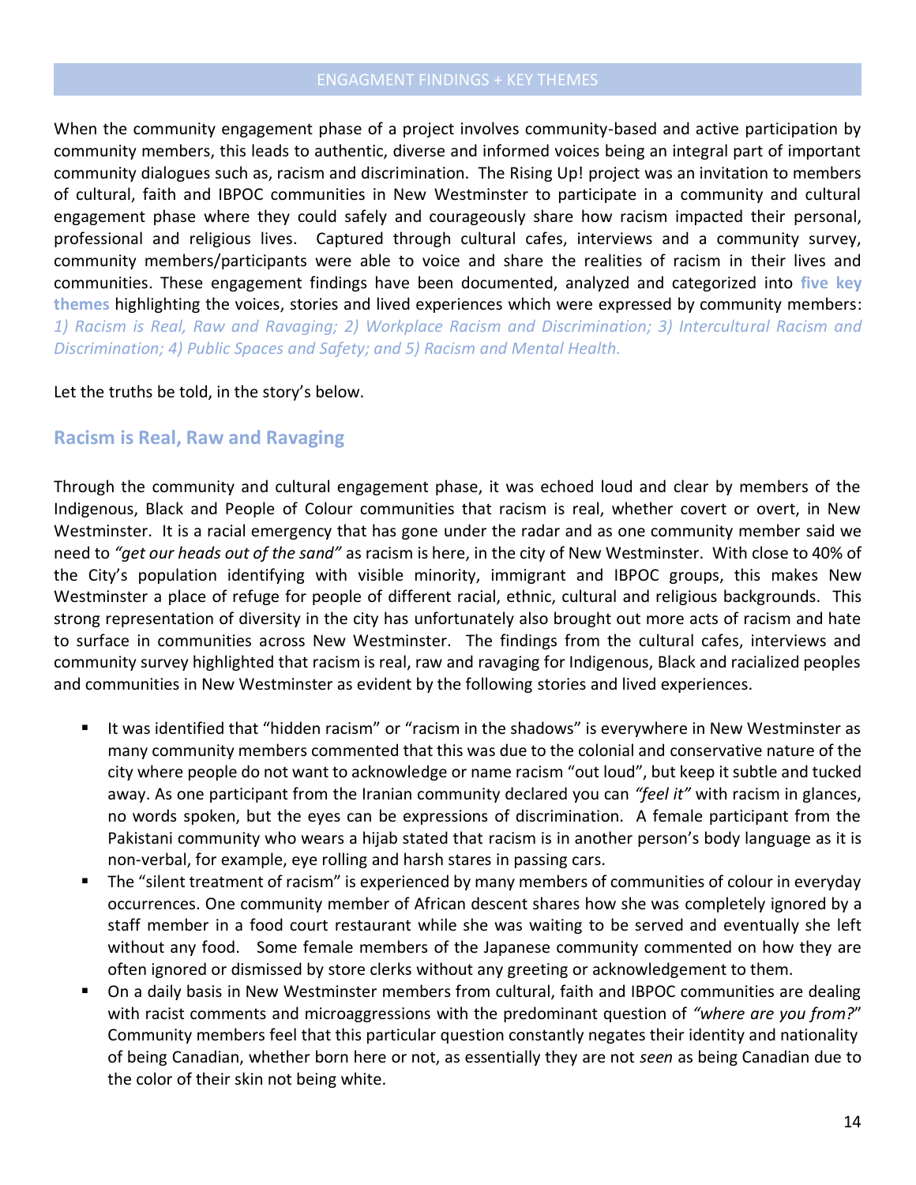## ENGAGMENT FINDINGS + KEY THEMES

When the community engagement phase of a project involves community-based and active participation by community members, this leads to authentic, diverse and informed voices being an integral part of important community dialogues such as, racism and discrimination. The Rising Up! project was an invitation to members of cultural, faith and IBPOC communities in New Westminster to participate in a community and cultural engagement phase where they could safely and courageously share how racism impacted their personal, professional and religious lives. Captured through cultural cafes, interviews and a community survey, community members/participants were able to voice and share the realities of racism in their lives and communities. These engagement findings have been documented, analyzed and categorized into **five key themes** highlighting the voices, stories and lived experiences which were expressed by community members: *1) Racism is Real, Raw and Ravaging; 2) Workplace Racism and Discrimination; 3) Intercultural Racism and Discrimination; 4) Public Spaces and Safety; and 5) Racism and Mental Health.*

Let the truths be told, in the story's below.

### Racism is Real, Raw and Ravaging

Through the community and cultural engagement phase, it was echoed loud and clear by members of the Indigenous, Black and People of Colour communities that racism is real, whether covert or overt, in New Westminster. It is a racial emergency that has gone under the radar and as one community member said we need to *"get our heads out of the sand"* as racism is here, in the city of New Westminster. With close to 40% of the City's population identifying with visible minority, immigrant and IBPOC groups, this makes New Westminster a place of refuge for people of different racial, ethnic, cultural and religious backgrounds. This strong representation of diversity in the city has unfortunately also brought out more acts of racism and hate to surface in communities across New Westminster. The findings from the cultural cafes, interviews and community survey highlighted that racism is real, raw and ravaging for Indigenous, Black and racialized peoples and communities in New Westminster as evident by the following stories and lived experiences.

- It was identified that "hidden racism" or "racism in the shadows" is everywhere in New Westminster as many community members commented that this was due to the colonial and conservative nature of the city where people do not want to acknowledge or name racism "out loud", but keep it subtle and tucked away. As one participant from the Iranian community declared you can *"feel it"* with racism in glances, no words spoken, but the eyes can be expressions of discrimination. A female participant from the Pakistani community who wears a hijab stated that racism is in another person's body language as it is non-verbal, for example, eye rolling and harsh stares in passing cars.
- The "silent treatment of racism" is experienced by many members of communities of colour in everyday occurrences. One community member of African descent shares how she was completely ignored by a staff member in a food court restaurant while she was waiting to be served and eventually she left without any food. Some female members of the Japanese community commented on how they are often ignored or dismissed by store clerks without any greeting or acknowledgement to them.
- On a daily basis in New Westminster members from cultural, faith and IBPOC communities are dealing with racist comments and microaggressions with the predominant question of *"where are you from?"* Community members feel that this particular question constantly negates their identity and nationality of being Canadian, whether born here or not, as essentially they are not *seen* as being Canadian due to the color of their skin not being white.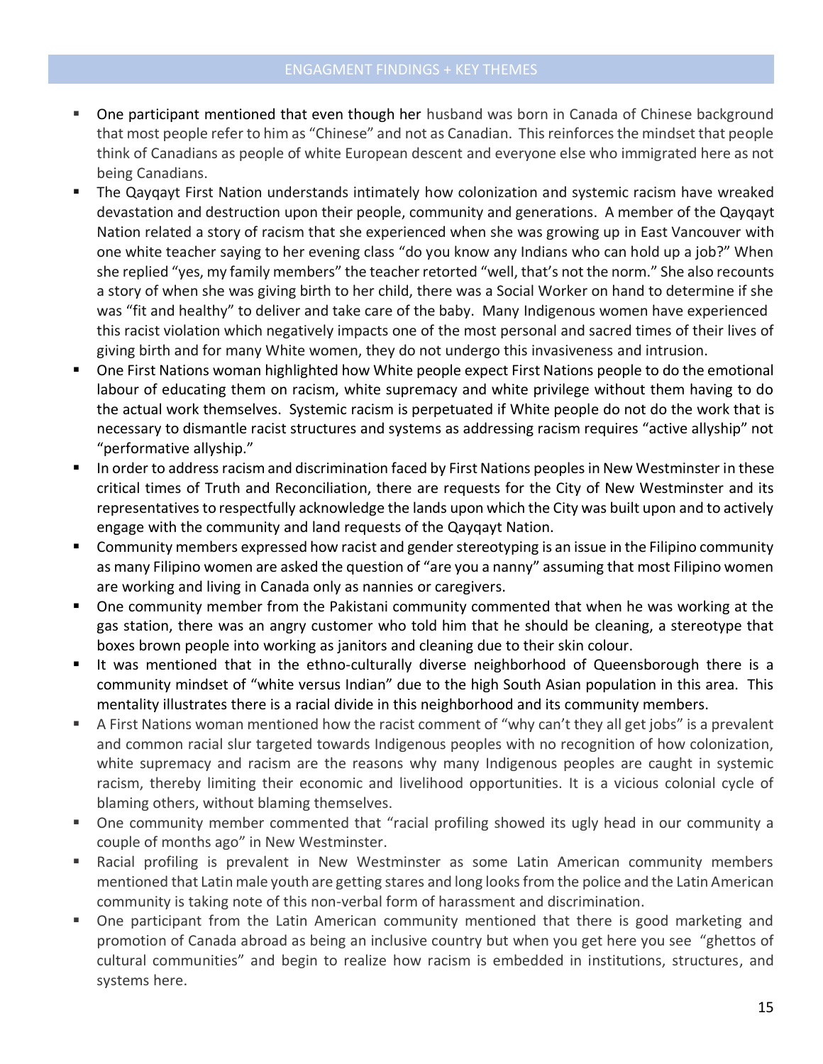## ENGAGMENT FINDINGS + KEY THEMES

- One participant mentioned that even though her husband was born in Canada of Chinese background that most people refer to him as "Chinese" and not as Canadian. This reinforces the mindset that people think of Canadians as people of white European descent and everyone else who immigrated here as not being Canadians.
- The Qayqayt First Nation understands intimately how colonization and systemic racism have wreaked devastation and destruction upon their people, community and generations. A member of the Qayqayt Nation related a story of racism that she experienced when she was growing up in East Vancouver with one white teacher saying to her evening class "do you know any Indians who can hold up a job?" When she replied "yes, my family members" the teacher retorted "well, that's not the norm." She also recounts a story of when she was giving birth to her child, there was a Social Worker on hand to determine if she was "fit and healthy" to deliver and take care of the baby. Many Indigenous women have experienced this racist violation which negatively impacts one of the most personal and sacred times of their lives of giving birth and for many White women, they do not undergo this invasiveness and intrusion.
- One First Nations woman highlighted how White people expect First Nations people to do the emotional labour of educating them on racism, white supremacy and white privilege without them having to do the actual work themselves. Systemic racism is perpetuated if White people do not do the work that is necessary to dismantle racist structures and systems as addressing racism requires "active allyship" not "performative allyship."
- In order to address racism and discrimination faced by First Nations peoples in New Westminster in these critical times of Truth and Reconciliation, there are requests for the City of New Westminster and its representatives to respectfully acknowledge the lands upon which the City was built upon and to actively engage with the community and land requests of the Qayqayt Nation.
- Community members expressed how racist and gender stereotyping is an issue in the Filipino community as many Filipino women are asked the question of "are you a nanny" assuming that most Filipino women are working and living in Canada only as nannies or caregivers.
- One community member from the Pakistani community commented that when he was working at the gas station, there was an angry customer who told him that he should be cleaning, a stereotype that boxes brown people into working as janitors and cleaning due to their skin colour.
- It was mentioned that in the ethno-culturally diverse neighborhood of Queensborough there is a community mindset of "white versus Indian" due to the high South Asian population in this area. This mentality illustrates there is a racial divide in this neighborhood and its community members.
- A First Nations woman mentioned how the racist comment of "why can't they all get jobs" is a prevalent and common racial slur targeted towards Indigenous peoples with no recognition of how colonization, white supremacy and racism are the reasons why many Indigenous peoples are caught in systemic racism, thereby limiting their economic and livelihood opportunities. It is a vicious colonial cycle of blaming others, without blaming themselves.
- One community member commented that "racial profiling showed its ugly head in our community a couple of months ago" in New Westminster.
- Racial profiling is prevalent in New Westminster as some Latin American community members mentioned that Latin male youth are getting stares and long looks from the police and the Latin American community is taking note of this non-verbal form of harassment and discrimination.
- One participant from the Latin American community mentioned that there is good marketing and promotion of Canada abroad as being an inclusive country but when you get here you see "ghettos of cultural communities" and begin to realize how racism is embedded in institutions, structures, and systems here.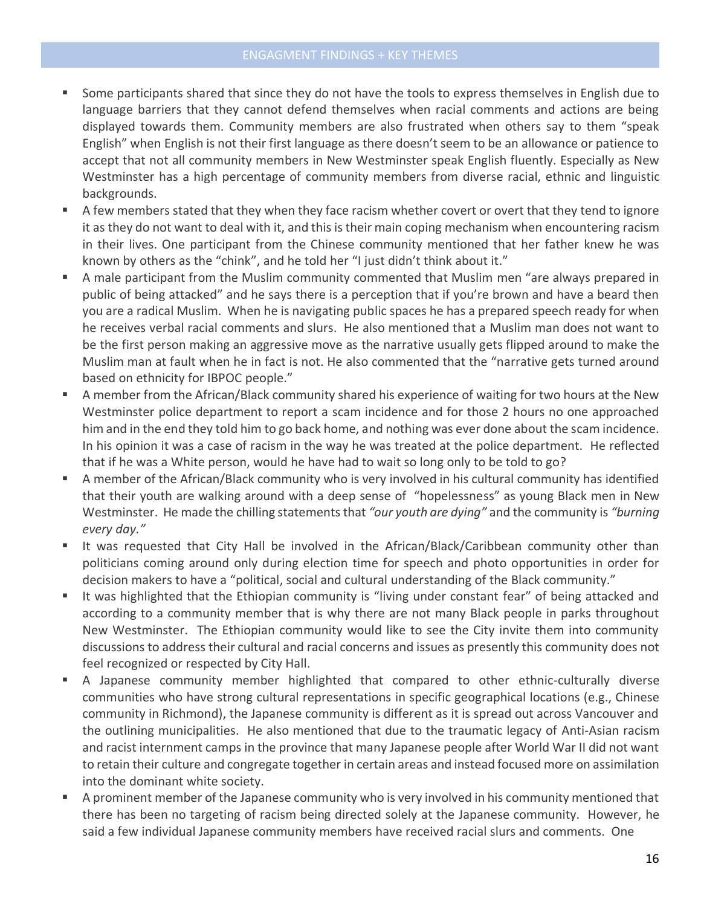## ENGAGMENT FINDINGS + KEY THEMES

- Some participants shared that since they do not have the tools to express themselves in English due to language barriers that they cannot defend themselves when racial comments and actions are being displayed towards them. Community members are also frustrated when others say to them "speak English" when English is not their first language as there doesn't seem to be an allowance or patience to accept that not all community members in New Westminster speak English fluently. Especially as New Westminster has a high percentage of community members from diverse racial, ethnic and linguistic backgrounds.
- A few members stated that they when they face racism whether covert or overt that they tend to ignore it as they do not want to deal with it, and this is their main coping mechanism when encountering racism in their lives. One participant from the Chinese community mentioned that her father knew he was known by others as the "chink", and he told her "I just didn't think about it."
- A male participant from the Muslim community commented that Muslim men "are always prepared in public of being attacked" and he says there is a perception that if you're brown and have a beard then you are a radical Muslim. When he is navigating public spaces he has a prepared speech ready for when he receives verbal racial comments and slurs. He also mentioned that a Muslim man does not want to be the first person making an aggressive move as the narrative usually gets flipped around to make the Muslim man at fault when he in fact is not. He also commented that the "narrative gets turned around based on ethnicity for IBPOC people."
- A member from the African/Black community shared his experience of waiting for two hours at the New Westminster police department to report a scam incidence and for those 2 hours no one approached him and in the end they told him to go back home, and nothing was ever done about the scam incidence. In his opinion it was a case of racism in the way he was treated at the police department. He reflected that if he was a White person, would he have had to wait so long only to be told to go?
- A member of the African/Black community who is very involved in his cultural community has identified that their youth are walking around with a deep sense of "hopelessness" as young Black men in New Westminster. He made the chilling statements that *"our youth are dying"* and the community is *"burning every day."*
- It was requested that City Hall be involved in the African/Black/Caribbean community other than politicians coming around only during election time for speech and photo opportunities in order for decision makers to have a "political, social and cultural understanding of the Black community."
- It was highlighted that the Ethiopian community is "living under constant fear" of being attacked and according to a community member that is why there are not many Black people in parks throughout New Westminster. The Ethiopian community would like to see the City invite them into community discussions to address their cultural and racial concerns and issues as presently this community does not feel recognized or respected by City Hall.
- A Japanese community member highlighted that compared to other ethnic-culturally diverse communities who have strong cultural representations in specific geographical locations (e.g., Chinese community in Richmond), the Japanese community is different as it is spread out across Vancouver and the outlining municipalities. He also mentioned that due to the traumatic legacy of Anti-Asian racism and racist internment camps in the province that many Japanese people after World War II did not want to retain their culture and congregate together in certain areas and instead focused more on assimilation into the dominant white society.
- A prominent member of the Japanese community who is very involved in his community mentioned that there has been no targeting of racism being directed solely at the Japanese community. However, he said a few individual Japanese community members have received racial slurs and comments. One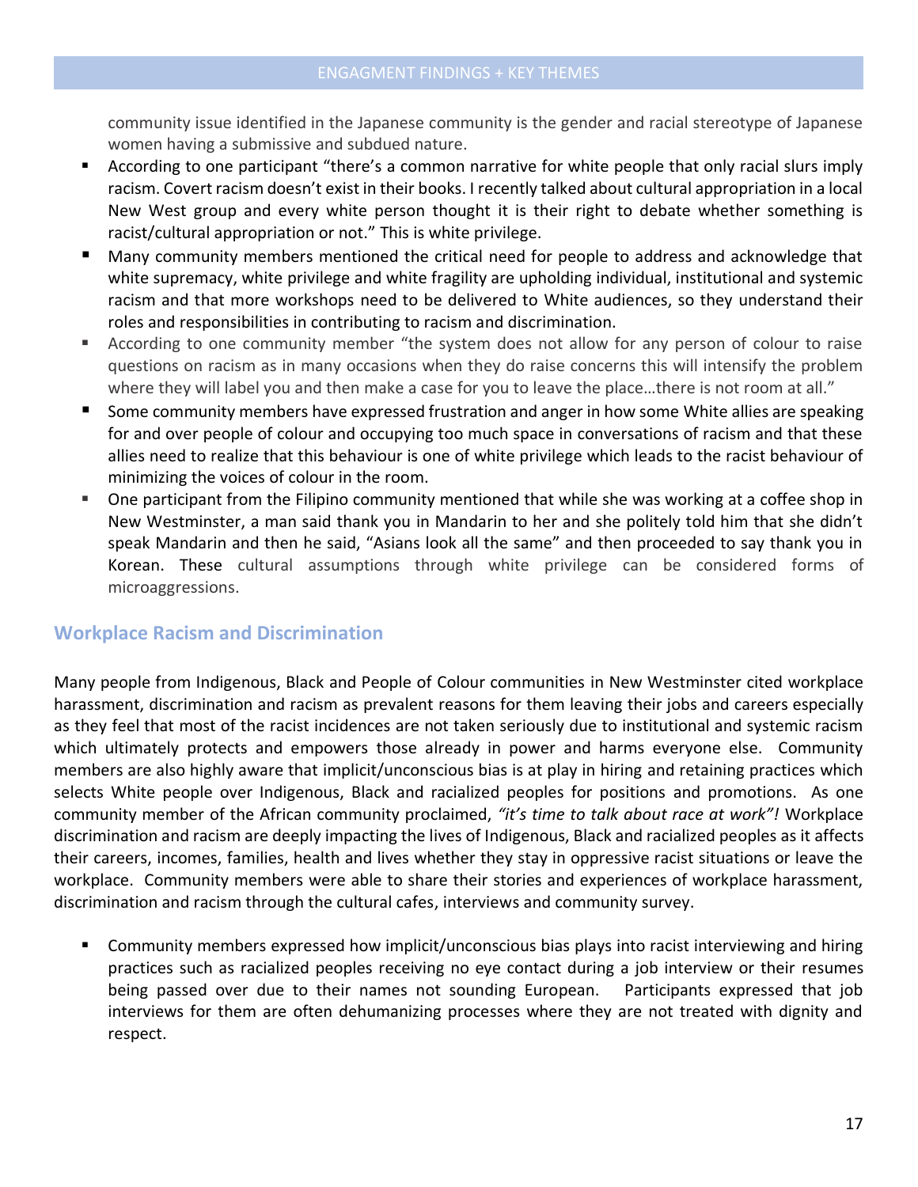community issue identified in the Japanese community is the gender and racial stereotype of Japanese women having a submissive and subdued nature.

- According to one participant "there's a common narrative for white people that only racial slurs imply racism. Covert racism doesn't exist in their books. I recently talked about cultural appropriation in a local New West group and every white person thought it is their right to debate whether something is racist/cultural appropriation or not." This is white privilege.
- Many community members mentioned the critical need for people to address and acknowledge that white supremacy, white privilege and white fragility are upholding individual, institutional and systemic racism and that more workshops need to be delivered to White audiences, so they understand their roles and responsibilities in contributing to racism and discrimination.
- According to one community member "the system does not allow for any person of colour to raise questions on racism as in many occasions when they do raise concerns this will intensify the problem where they will label you and then make a case for you to leave the place…there is not room at all."
- Some community members have expressed frustration and anger in how some White allies are speaking for and over people of colour and occupying too much space in conversations of racism and that these allies need to realize that this behaviour is one of white privilege which leads to the racist behaviour of minimizing the voices of colour in the room.
- One participant from the Filipino community mentioned that while she was working at a coffee shop in New Westminster, a man said thank you in Mandarin to her and she politely told him that she didn't speak Mandarin and then he said, "Asians look all the same" and then proceeded to say thank you in Korean. These cultural assumptions through white privilege can be considered forms of microaggressions.

## Workplace Racism and Discrimination

Many people from Indigenous, Black and People of Colour communities in New Westminster cited workplace harassment, discrimination and racism as prevalent reasons for them leaving their jobs and careers especially as they feel that most of the racist incidences are not taken seriously due to institutional and systemic racism which ultimately protects and empowers those already in power and harms everyone else. Community members are also highly aware that implicit/unconscious bias is at play in hiring and retaining practices which selects White people over Indigenous, Black and racialized peoples for positions and promotions. As one community member of the African community proclaimed, *"it's time to talk about race at work"!* Workplace discrimination and racism are deeply impacting the lives of Indigenous, Black and racialized peoples as it affects their careers, incomes, families, health and lives whether they stay in oppressive racist situations or leave the workplace. Community members were able to share their stories and experiences of workplace harassment, discrimination and racism through the cultural cafes, interviews and community survey.

- Community members expressed how implicit/unconscious bias plays into racist interviewing and hiring practices such as racialized peoples receiving no eye contact during a job interview or their resumes being passed over due to their names not sounding European. Participants expressed that job interviews for them are often dehumanizing processes where they are not treated with dignity and respect.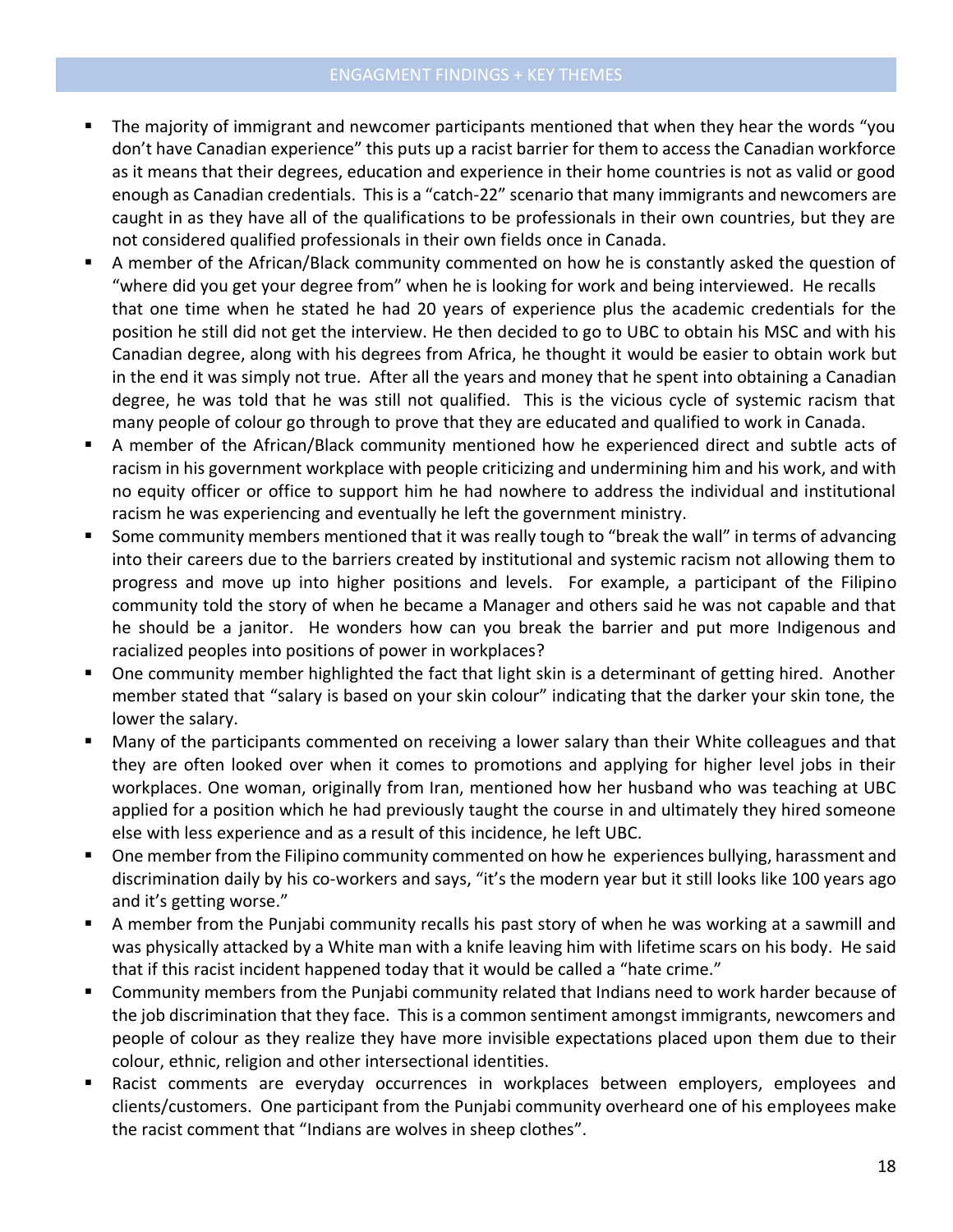## ENGAGMENT FINDINGS + KEY THEMES

- The majority of immigrant and newcomer participants mentioned that when they hear the words "you don't have Canadian experience" this puts up a racist barrier for them to access the Canadian workforce as it means that their degrees, education and experience in their home countries is not as valid or good enough as Canadian credentials. This is a "catch-22" scenario that many immigrants and newcomers are caught in as they have all of the qualifications to be professionals in their own countries, but they are not considered qualified professionals in their own fields once in Canada.
- A member of the African/Black community commented on how he is constantly asked the question of "where did you get your degree from" when he is looking for work and being interviewed. He recalls that one time when he stated he had 20 years of experience plus the academic credentials for the position he still did not get the interview. He then decided to go to UBC to obtain his MSC and with his Canadian degree, along with his degrees from Africa, he thought it would be easier to obtain work but in the end it was simply not true. After all the years and money that he spent into obtaining a Canadian degree, he was told that he was still not qualified. This is the vicious cycle of systemic racism that many people of colour go through to prove that they are educated and qualified to work in Canada.
- A member of the African/Black community mentioned how he experienced direct and subtle acts of racism in his government workplace with people criticizing and undermining him and his work, and with no equity officer or office to support him he had nowhere to address the individual and institutional racism he was experiencing and eventually he left the government ministry.
- Some community members mentioned that it was really tough to "break the wall" in terms of advancing into their careers due to the barriers created by institutional and systemic racism not allowing them to progress and move up into higher positions and levels. For example, a participant of the Filipino community told the story of when he became a Manager and others said he was not capable and that he should be a janitor. He wonders how can you break the barrier and put more Indigenous and racialized peoples into positions of power in workplaces?
- One community member highlighted the fact that light skin is a determinant of getting hired. Another member stated that "salary is based on your skin colour" indicating that the darker your skin tone, the lower the salary.
- Many of the participants commented on receiving a lower salary than their White colleagues and that they are often looked over when it comes to promotions and applying for higher level jobs in their workplaces. One woman, originally from Iran, mentioned how her husband who was teaching at UBC applied for a position which he had previously taught the course in and ultimately they hired someone else with less experience and as a result of this incidence, he left UBC.
- One member from the Filipino community commented on how he experiences bullying, harassment and discrimination daily by his co-workers and says, "it's the modern year but it still looks like 100 years ago and it's getting worse."
- A member from the Punjabi community recalls his past story of when he was working at a sawmill and was physically attacked by a White man with a knife leaving him with lifetime scars on his body. He said that if this racist incident happened today that it would be called a "hate crime."
- Community members from the Punjabi community related that Indians need to work harder because of the job discrimination that they face. This is a common sentiment amongst immigrants, newcomers and people of colour as they realize they have more invisible expectations placed upon them due to their colour, ethnic, religion and other intersectional identities.
- Racist comments are everyday occurrences in workplaces between employers, employees and clients/customers. One participant from the Punjabi community overheard one of his employees make the racist comment that "Indians are wolves in sheep clothes".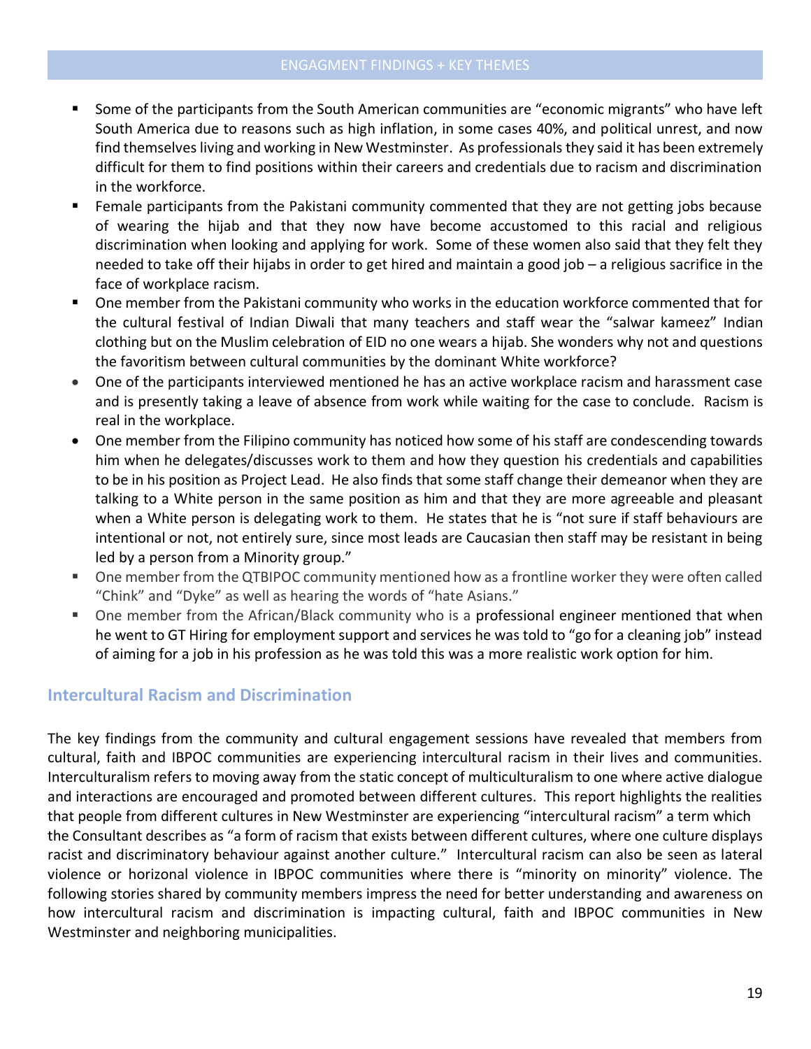- Some of the participants from the South American communities are "economic migrants" who have left South America due to reasons such as high inflation, in some cases 40%, and political unrest, and now find themselves living and working in New Westminster. As professionals they said it has been extremely difficult for them to find positions within their careers and credentials due to racism and discrimination in the workforce.
- Female participants from the Pakistani community commented that they are not getting jobs because of wearing the hijab and that they now have become accustomed to this racial and religious discrimination when looking and applying for work. Some of these women also said that they felt they needed to take off their hijabs in order to get hired and maintain a good job – a religious sacrifice in the face of workplace racism.
- One member from the Pakistani community who works in the education workforce commented that for the cultural festival of Indian Diwali that many teachers and staff wear the "salwar kameez" Indian clothing but on the Muslim celebration of EID no one wears a hijab. She wonders why not and questions the favoritism between cultural communities by the dominant White workforce?
- One of the participants interviewed mentioned he has an active workplace racism and harassment case and is presently taking a leave of absence from work while waiting for the case to conclude. Racism is real in the workplace.
- One member from the Filipino community has noticed how some of his staff are condescending towards him when he delegates/discusses work to them and how they question his credentials and capabilities to be in his position as Project Lead. He also finds that some staff change their demeanor when they are talking to a White person in the same position as him and that they are more agreeable and pleasant when a White person is delegating work to them. He states that he is "not sure if staff behaviours are intentional or not, not entirely sure, since most leads are Caucasian then staff may be resistant in being led by a person from a Minority group."
- One member from the QTBIPOC community mentioned how as a frontline worker they were often called "Chink" and "Dyke" as well as hearing the words of "hate Asians."
- One member from the African/Black community who is a professional engineer mentioned that when he went to GT Hiring for employment support and services he was told to "go for a cleaning job" instead of aiming for a job in his profession as he was told this was a more realistic work option for him.

## Intercultural Racism and Discrimination

The key findings from the community and cultural engagement sessions have revealed that members from cultural, faith and IBPOC communities are experiencing intercultural racism in their lives and communities. Interculturalism refers to moving away from the static concept of multiculturalism to one where active dialogue and interactions are encouraged and promoted between different cultures. This report highlights the realities that people from different cultures in New Westminster are experiencing "intercultural racism" a term which the Consultant describes as "a form of racism that exists between different cultures, where one culture displays racist and discriminatory behaviour against another culture." Intercultural racism can also be seen as lateral violence or horizonal violence in IBPOC communities where there is "minority on minority" violence. The following stories shared by community members impress the need for better understanding and awareness on how intercultural racism and discrimination is impacting cultural, faith and IBPOC communities in New Westminster and neighboring municipalities.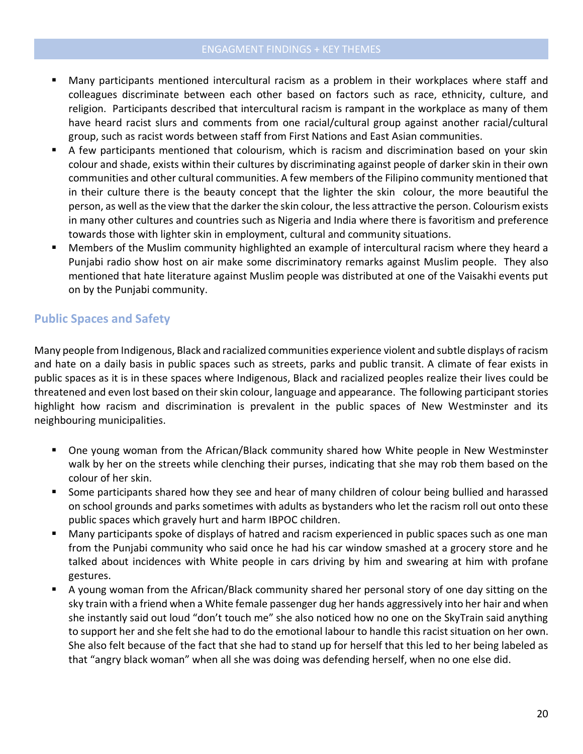- Many participants mentioned intercultural racism as a problem in their workplaces where staff and colleagues discriminate between each other based on factors such as race, ethnicity, culture, and religion. Participants described that intercultural racism is rampant in the workplace as many of them have heard racist slurs and comments from one racial/cultural group against another racial/cultural group, such as racist words between staff from First Nations and East Asian communities.
- A few participants mentioned that colourism, which is racism and discrimination based on your skin colour and shade, exists within their cultures by discriminating against people of darker skin in their own communities and other cultural communities. A few members of the Filipino community mentioned that in their culture there is the beauty concept that the lighter the skin colour, the more beautiful the person, as well as the view that the darker the skin colour, the less attractive the person. Colourism exists in many other cultures and countries such as Nigeria and India where there is favoritism and preference towards those with lighter skin in employment, cultural and community situations.
- Members of the Muslim community highlighted an example of intercultural racism where they heard a Punjabi radio show host on air make some discriminatory remarks against Muslim people. They also mentioned that hate literature against Muslim people was distributed at one of the Vaisakhi events put on by the Punjabi community.

## Public Spaces and Safety

Many people from Indigenous, Black and racialized communities experience violent and subtle displays of racism and hate on a daily basis in public spaces such as streets, parks and public transit. A climate of fear exists in public spaces as it is in these spaces where Indigenous, Black and racialized peoples realize their lives could be threatened and even lost based on their skin colour, language and appearance. The following participant stories highlight how racism and discrimination is prevalent in the public spaces of New Westminster and its neighbouring municipalities.

- One young woman from the African/Black community shared how White people in New Westminster walk by her on the streets while clenching their purses, indicating that she may rob them based on the colour of her skin.
- Some participants shared how they see and hear of many children of colour being bullied and harassed on school grounds and parks sometimes with adults as bystanders who let the racism roll out onto these public spaces which gravely hurt and harm IBPOC children.
- Many participants spoke of displays of hatred and racism experienced in public spaces such as one man from the Punjabi community who said once he had his car window smashed at a grocery store and he talked about incidences with White people in cars driving by him and swearing at him with profane gestures.
- A young woman from the African/Black community shared her personal story of one day sitting on the sky train with a friend when a White female passenger dug her hands aggressively into her hair and when she instantly said out loud "don't touch me" she also noticed how no one on the SkyTrain said anything to support her and she felt she had to do the emotional labour to handle this racist situation on her own. She also felt because of the fact that she had to stand up for herself that this led to her being labeled as that "angry black woman" when all she was doing was defending herself, when no one else did.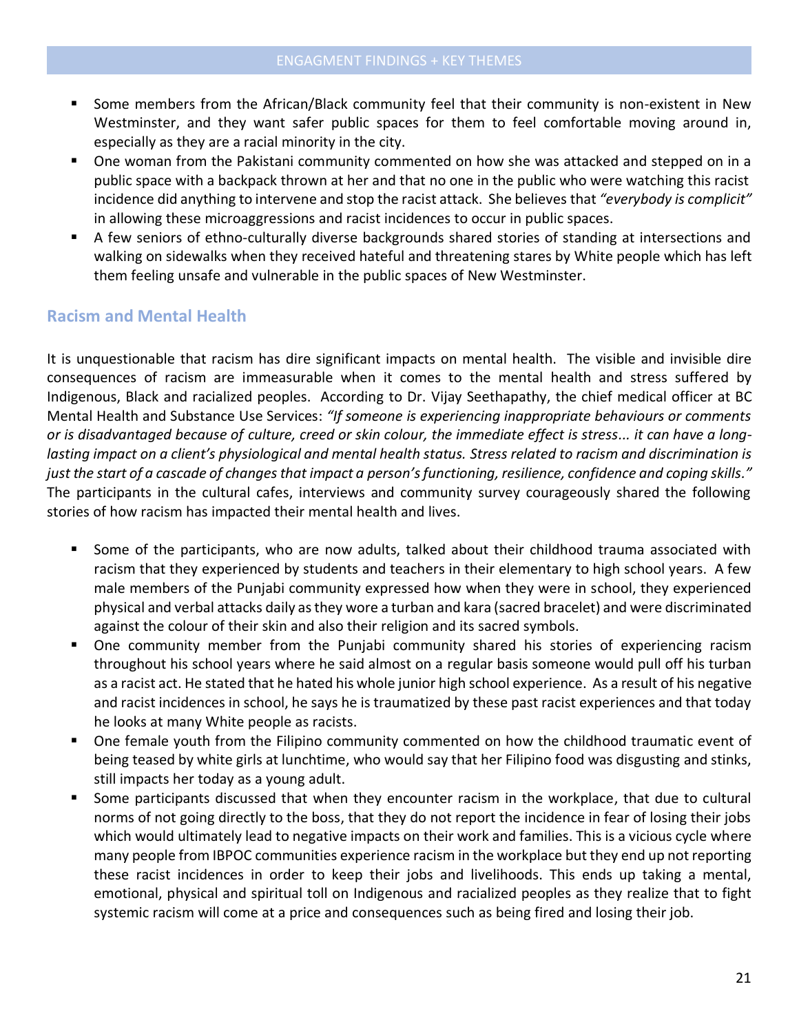- Some members from the African/Black community feel that their community is non-existent in New Westminster, and they want safer public spaces for them to feel comfortable moving around in, especially as they are a racial minority in the city.
- One woman from the Pakistani community commented on how she was attacked and stepped on in a public space with a backpack thrown at her and that no one in the public who were watching this racist incidence did anything to intervene and stop the racist attack. She believes that *"everybody is complicit"* in allowing these microaggressions and racist incidences to occur in public spaces.
- A few seniors of ethno-culturally diverse backgrounds shared stories of standing at intersections and walking on sidewalks when they received hateful and threatening stares by White people which has left them feeling unsafe and vulnerable in the public spaces of New Westminster.

## Racism and Mental Health

It is unquestionable that racism has dire significant impacts on mental health. The visible and invisible dire consequences of racism are immeasurable when it comes to the mental health and stress suffered by Indigenous, Black and racialized peoples. According to Dr. Vijay Seethapathy, the chief medical officer at BC Mental Health and Substance Use Services: *"If someone is experiencing inappropriate behaviours or comments or is disadvantaged because of culture, creed or skin colour, the immediate effect is stress... it can have a long-lasting impact on a client's physiological and mental health status. Stress related to racism and discrimination is just the start of a cascade of changes that impact a person's functioning, resilience, confidence and coping skills."* The participants in the cultural cafes, interviews and community survey courageously shared the following stories of how racism has impacted their mental health and lives.

- Some of the participants, who are now adults, talked about their childhood trauma associated with racism that they experienced by students and teachers in their elementary to high school years. A few male members of the Punjabi community expressed how when they were in school, they experienced physical and verbal attacks daily as they wore a turban and kara (sacred bracelet) and were discriminated against the colour of their skin and also their religion and its sacred symbols.
- One community member from the Punjabi community shared his stories of experiencing racism throughout his school years where he said almost on a regular basis someone would pull off his turban as a racist act. He stated that he hated his whole junior high school experience. As a result of his negative and racist incidences in school, he says he is traumatized by these past racist experiences and that today he looks at many White people as racists.
- One female youth from the Filipino community commented on how the childhood traumatic event of being teased by white girls at lunchtime, who would say that her Filipino food was disgusting and stinks, still impacts her today as a young adult.
- Some participants discussed that when they encounter racism in the workplace, that due to cultural norms of not going directly to the boss, that they do not report the incidence in fear of losing their jobs which would ultimately lead to negative impacts on their work and families. This is a vicious cycle where many people from IBPOC communities experience racism in the workplace but they end up not reporting these racist incidences in order to keep their jobs and livelihoods. This ends up taking a mental, emotional, physical and spiritual toll on Indigenous and racialized peoples as they realize that to fight systemic racism will come at a price and consequences such as being fired and losing their job.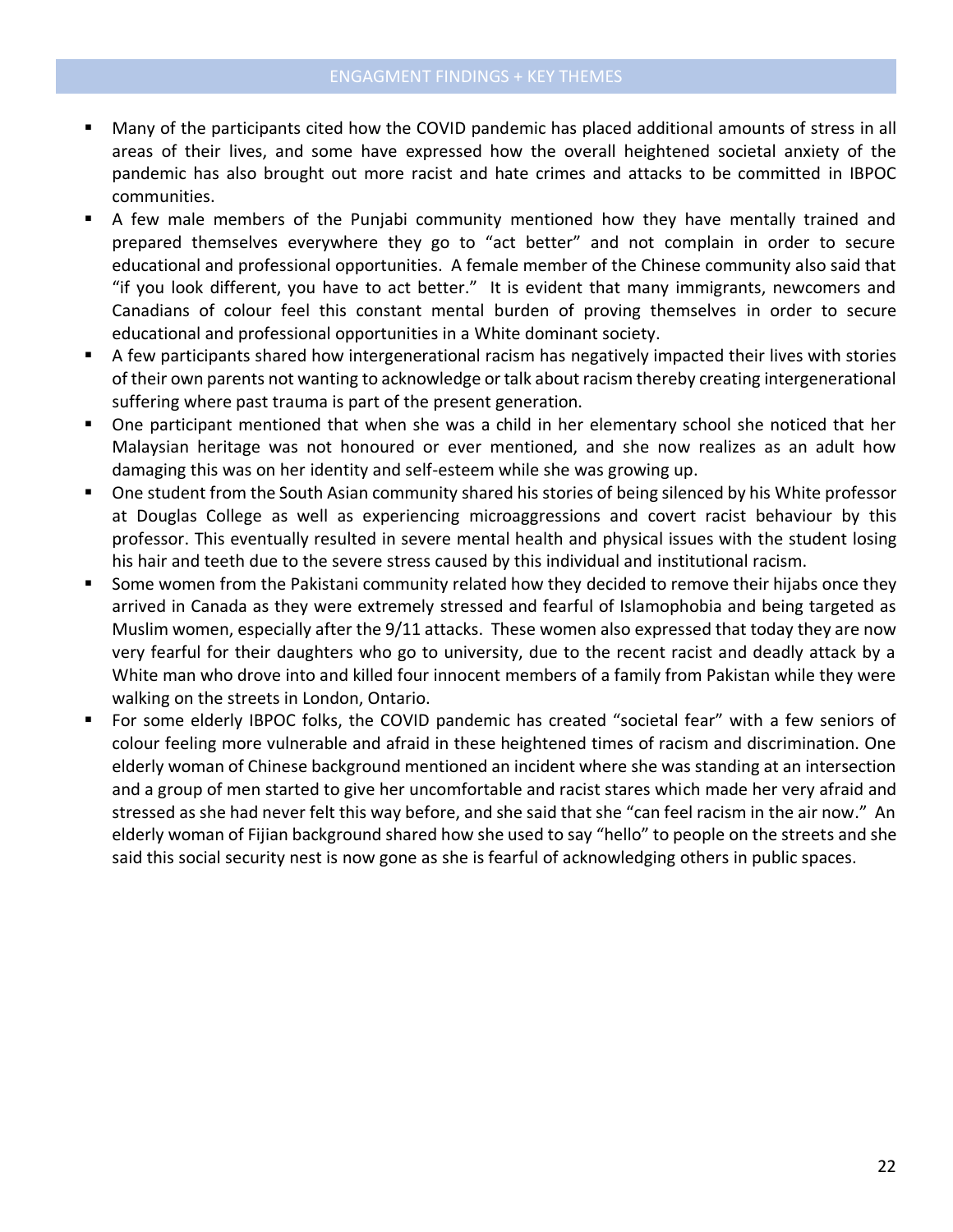## ENGAGMENT FINDINGS + KEY THEMES

- Many of the participants cited how the COVID pandemic has placed additional amounts of stress in all areas of their lives, and some have expressed how the overall heightened societal anxiety of the pandemic has also brought out more racist and hate crimes and attacks to be committed in IBPOC communities.
- A few male members of the Punjabi community mentioned how they have mentally trained and prepared themselves everywhere they go to "act better" and not complain in order to secure educational and professional opportunities. A female member of the Chinese community also said that "if you look different, you have to act better." It is evident that many immigrants, newcomers and Canadians of colour feel this constant mental burden of proving themselves in order to secure educational and professional opportunities in a White dominant society.
- A few participants shared how intergenerational racism has negatively impacted their lives with stories of their own parents not wanting to acknowledge or talk about racism thereby creating intergenerational suffering where past trauma is part of the present generation.
- One participant mentioned that when she was a child in her elementary school she noticed that her Malaysian heritage was not honoured or ever mentioned, and she now realizes as an adult how damaging this was on her identity and self-esteem while she was growing up.
- One student from the South Asian community shared his stories of being silenced by his White professor at Douglas College as well as experiencing microaggressions and covert racist behaviour by this professor. This eventually resulted in severe mental health and physical issues with the student losing his hair and teeth due to the severe stress caused by this individual and institutional racism.
- Some women from the Pakistani community related how they decided to remove their hijabs once they arrived in Canada as they were extremely stressed and fearful of Islamophobia and being targeted as Muslim women, especially after the 9/11 attacks. These women also expressed that today they are now very fearful for their daughters who go to university, due to the recent racist and deadly attack by a White man who drove into and killed four innocent members of a family from Pakistan while they were walking on the streets in London, Ontario.
- For some elderly IBPOC folks, the COVID pandemic has created "societal fear" with a few seniors of colour feeling more vulnerable and afraid in these heightened times of racism and discrimination. One elderly woman of Chinese background mentioned an incident where she was standing at an intersection and a group of men started to give her uncomfortable and racist stares which made her very afraid and stressed as she had never felt this way before, and she said that she "can feel racism in the air now." An elderly woman of Fijian background shared how she used to say "hello" to people on the streets and she said this social security nest is now gone as she is fearful of acknowledging others in public spaces.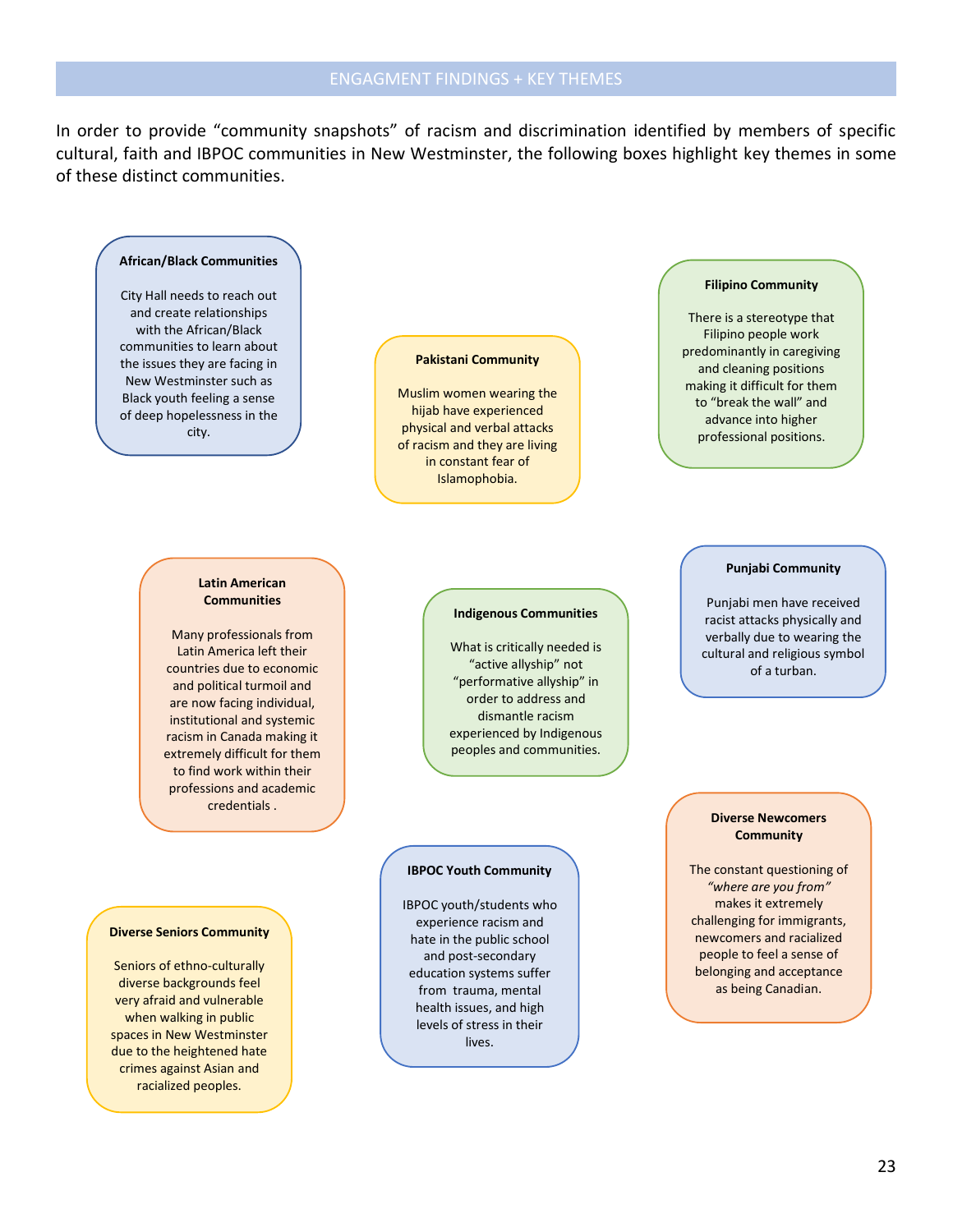## ENGAGMENT FINDINGS + KEY THEMES

In order to provide "community snapshots" of racism and discrimination identified by members of specific cultural, faith and IBPOC communities in New Westminster, the following boxes highlight key themes in some of these distinct communities.

**African/Black Communities**

City Hall needs to reach out and create relationships with the African/Black communities to learn about the issues they are facing in New Westminster such as Black youth feeling a sense of deep hopelessness in the city.

**Pakistani Community**

Muslim women wearing the hijab have experienced physical and verbal attacks of racism and they are living in constant fear of Islamophobia.

**Filipino Community**

There is a stereotype that Filipino people work predominantly in caregiving and cleaning positions making it difficult for them to "break the wall" and advance into higher professional positions.

**Latin American Communities**

Many professionals from Latin America left their countries due to economic and political turmoil and are now facing individual, institutional and systemic racism in Canada making it extremely difficult for them to find work within their professions and academic credentials .

**Indigenous Communities**

What is critically needed is "active allyship" not "performative allyship" in order to address and dismantle racism experienced by Indigenous peoples and communities.

**Punjabi Community**

Punjabi men have received racist attacks physically and verbally due to wearing the cultural and religious symbol of a turban.

**Diverse Newcomers Community**

The constant questioning of *"where are you from"* makes it extremely challenging for immigrants, newcomers and racialized people to feel a sense of belonging and acceptance as being Canadian.

**IBPOC Youth Community**

IBPOC youth/students who experience racism and hate in the public school and post-secondary education systems suffer from trauma, mental health issues, and high levels of stress in their lives.

**Diverse Seniors Community**

Seniors of ethno-culturally diverse backgrounds feel very afraid and vulnerable when walking in public spaces in New Westminster due to the heightened hate crimes against Asian and racialized peoples.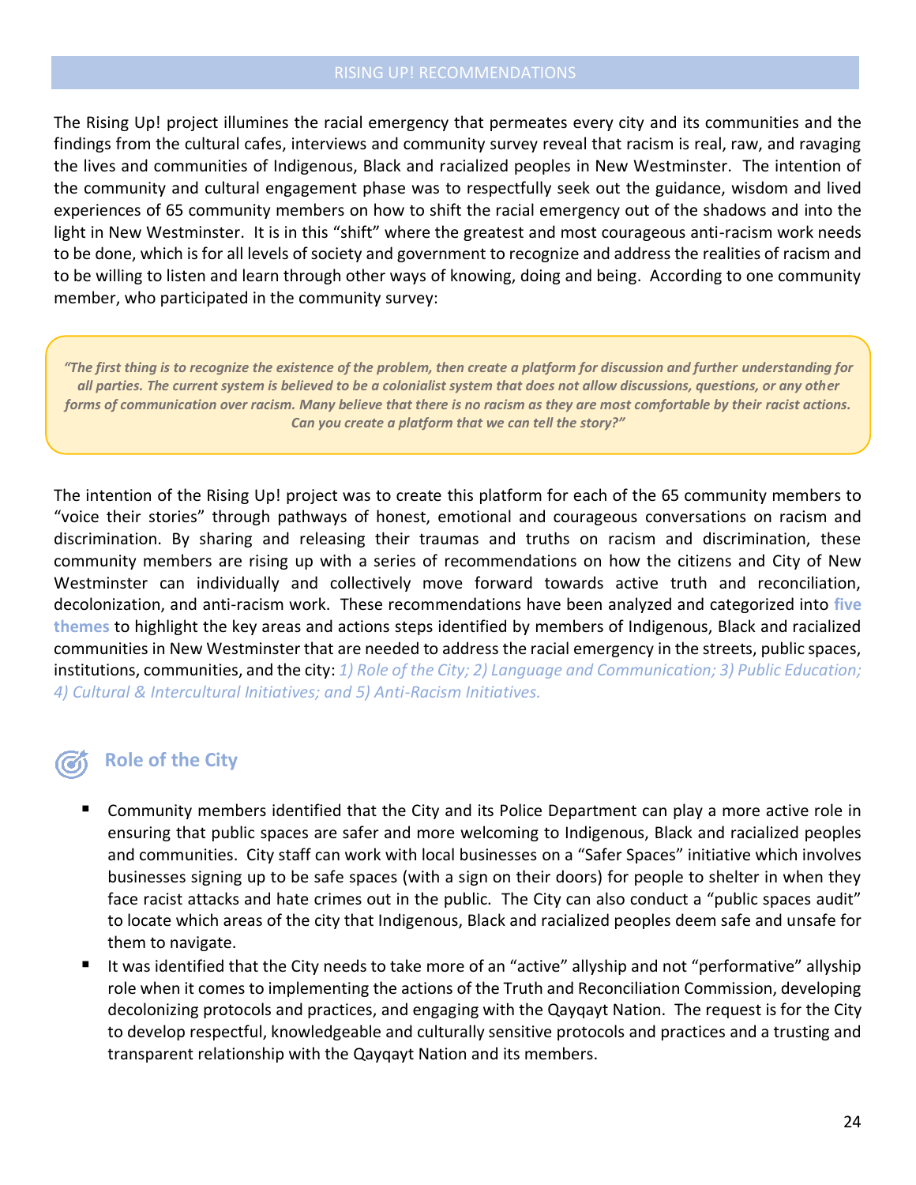## RISING UP! RECOMMENDATIONS

The Rising Up! project illumines the racial emergency that permeates every city and its communities and the findings from the cultural cafes, interviews and community survey reveal that racism is real, raw, and ravaging the lives and communities of Indigenous, Black and racialized peoples in New Westminster. The intention of the community and cultural engagement phase was to respectfully seek out the guidance, wisdom and lived experiences of 65 community members on how to shift the racial emergency out of the shadows and into the light in New Westminster. It is in this "shift" where the greatest and most courageous anti-racism work needs to be done, which is for all levels of society and government to recognize and address the realities of racism and to be willing to listen and learn through other ways of knowing, doing and being. According to one community member, who participated in the community survey:

> ***"The first thing is to recognize the existence of the problem, then create a platform for discussion and further understanding for all parties. The current system is believed to be a colonialist system that does not allow discussions, questions, or any other forms of communication over racism. Many believe that there is no racism as they are most comfortable by their racist actions. Can you create a platform that we can tell the story?"***

The intention of the Rising Up! project was to create this platform for each of the 65 community members to "voice their stories" through pathways of honest, emotional and courageous conversations on racism and discrimination. By sharing and releasing their traumas and truths on racism and discrimination, these community members are rising up with a series of recommendations on how the citizens and City of New Westminster can individually and collectively move forward towards active truth and reconciliation, decolonization, and anti-racism work. These recommendations have been analyzed and categorized into **five themes** to highlight the key areas and actions steps identified by members of Indigenous, Black and racialized communities in New Westminster that are needed to address the racial emergency in the streets, public spaces, institutions, communities, and the city: *1) Role of the City; 2) Language and Communication; 3) Public Education; 4) Cultural & Intercultural Initiatives; and 5) Anti-Racism Initiatives.*

### Role of the City

- Community members identified that the City and its Police Department can play a more active role in ensuring that public spaces are safer and more welcoming to Indigenous, Black and racialized peoples and communities. City staff can work with local businesses on a "Safer Spaces" initiative which involves businesses signing up to be safe spaces (with a sign on their doors) for people to shelter in when they face racist attacks and hate crimes out in the public. The City can also conduct a "public spaces audit" to locate which areas of the city that Indigenous, Black and racialized peoples deem safe and unsafe for them to navigate.
- It was identified that the City needs to take more of an "active" allyship and not "performative" allyship role when it comes to implementing the actions of the Truth and Reconciliation Commission, developing decolonizing protocols and practices, and engaging with the Qayqayt Nation. The request is for the City to develop respectful, knowledgeable and culturally sensitive protocols and practices and a trusting and transparent relationship with the Qayqayt Nation and its members.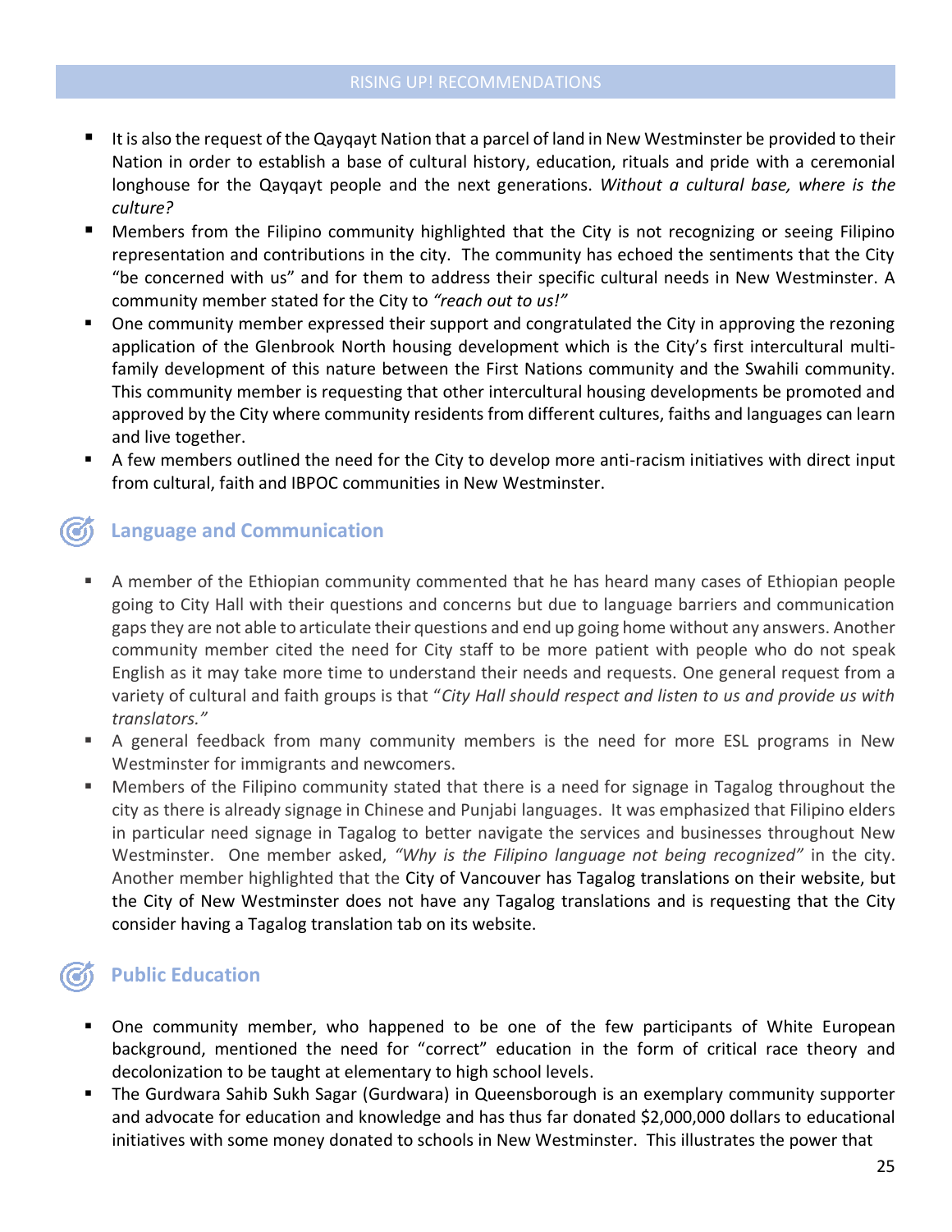- It is also the request of the Qayqayt Nation that a parcel of land in New Westminster be provided to their Nation in order to establish a base of cultural history, education, rituals and pride with a ceremonial longhouse for the Qayqayt people and the next generations. *Without a cultural base, where is the culture?*
- Members from the Filipino community highlighted that the City is not recognizing or seeing Filipino representation and contributions in the city. The community has echoed the sentiments that the City "be concerned with us" and for them to address their specific cultural needs in New Westminster. A community member stated for the City to *"reach out to us!"*
- One community member expressed their support and congratulated the City in approving the rezoning application of the Glenbrook North housing development which is the City's first intercultural multi-family development of this nature between the First Nations community and the Swahili community. This community member is requesting that other intercultural housing developments be promoted and approved by the City where community residents from different cultures, faiths and languages can learn and live together.
- A few members outlined the need for the City to develop more anti-racism initiatives with direct input from cultural, faith and IBPOC communities in New Westminster.

## Language and Communication

- A member of the Ethiopian community commented that he has heard many cases of Ethiopian people going to City Hall with their questions and concerns but due to language barriers and communication gaps they are not able to articulate their questions and end up going home without any answers. Another community member cited the need for City staff to be more patient with people who do not speak English as it may take more time to understand their needs and requests. One general request from a variety of cultural and faith groups is that "*City Hall should respect and listen to us and provide us with translators."*
- A general feedback from many community members is the need for more ESL programs in New Westminster for immigrants and newcomers.
- Members of the Filipino community stated that there is a need for signage in Tagalog throughout the city as there is already signage in Chinese and Punjabi languages. It was emphasized that Filipino elders in particular need signage in Tagalog to better navigate the services and businesses throughout New Westminster. One member asked, *"Why is the Filipino language not being recognized"* in the city. Another member highlighted that the City of Vancouver has Tagalog translations on their website, but the City of New Westminster does not have any Tagalog translations and is requesting that the City consider having a Tagalog translation tab on its website.

## Public Education

- One community member, who happened to be one of the few participants of White European background, mentioned the need for "correct" education in the form of critical race theory and decolonization to be taught at elementary to high school levels.
- The Gurdwara Sahib Sukh Sagar (Gurdwara) in Queensborough is an exemplary community supporter and advocate for education and knowledge and has thus far donated $2,000,000 dollars to educational initiatives with some money donated to schools in New Westminster. This illustrates the power that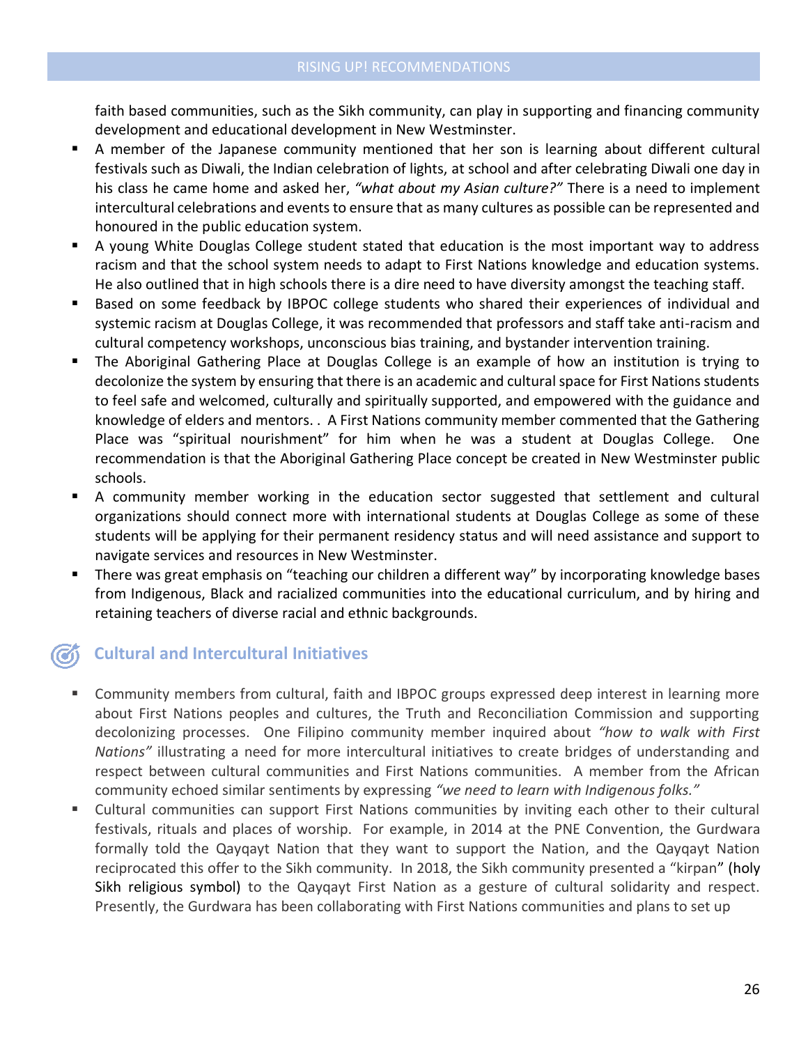faith based communities, such as the Sikh community, can play in supporting and financing community development and educational development in New Westminster.

- A member of the Japanese community mentioned that her son is learning about different cultural festivals such as Diwali, the Indian celebration of lights, at school and after celebrating Diwali one day in his class he came home and asked her, *"what about my Asian culture?"* There is a need to implement intercultural celebrations and events to ensure that as many cultures as possible can be represented and honoured in the public education system.
- A young White Douglas College student stated that education is the most important way to address racism and that the school system needs to adapt to First Nations knowledge and education systems. He also outlined that in high schools there is a dire need to have diversity amongst the teaching staff.
- Based on some feedback by IBPOC college students who shared their experiences of individual and systemic racism at Douglas College, it was recommended that professors and staff take anti-racism and cultural competency workshops, unconscious bias training, and bystander intervention training.
- The Aboriginal Gathering Place at Douglas College is an example of how an institution is trying to decolonize the system by ensuring that there is an academic and cultural space for First Nations students to feel safe and welcomed, culturally and spiritually supported, and empowered with the guidance and knowledge of elders and mentors. . A First Nations community member commented that the Gathering Place was "spiritual nourishment" for him when he was a student at Douglas College. One recommendation is that the Aboriginal Gathering Place concept be created in New Westminster public schools.
- A community member working in the education sector suggested that settlement and cultural organizations should connect more with international students at Douglas College as some of these students will be applying for their permanent residency status and will need assistance and support to navigate services and resources in New Westminster.
- There was great emphasis on "teaching our children a different way" by incorporating knowledge bases from Indigenous, Black and racialized communities into the educational curriculum, and by hiring and retaining teachers of diverse racial and ethnic backgrounds.

## Cultural and Intercultural Initiatives

- Community members from cultural, faith and IBPOC groups expressed deep interest in learning more about First Nations peoples and cultures, the Truth and Reconciliation Commission and supporting decolonizing processes. One Filipino community member inquired about *"how to walk with First Nations"* illustrating a need for more intercultural initiatives to create bridges of understanding and respect between cultural communities and First Nations communities. A member from the African community echoed similar sentiments by expressing *"we need to learn with Indigenous folks."*
- Cultural communities can support First Nations communities by inviting each other to their cultural festivals, rituals and places of worship. For example, in 2014 at the PNE Convention, the Gurdwara formally told the Qayqayt Nation that they want to support the Nation, and the Qayqayt Nation reciprocated this offer to the Sikh community. In 2018, the Sikh community presented a "kirpan" (holy Sikh religious symbol) to the Qayqayt First Nation as a gesture of cultural solidarity and respect. Presently, the Gurdwara has been collaborating with First Nations communities and plans to set up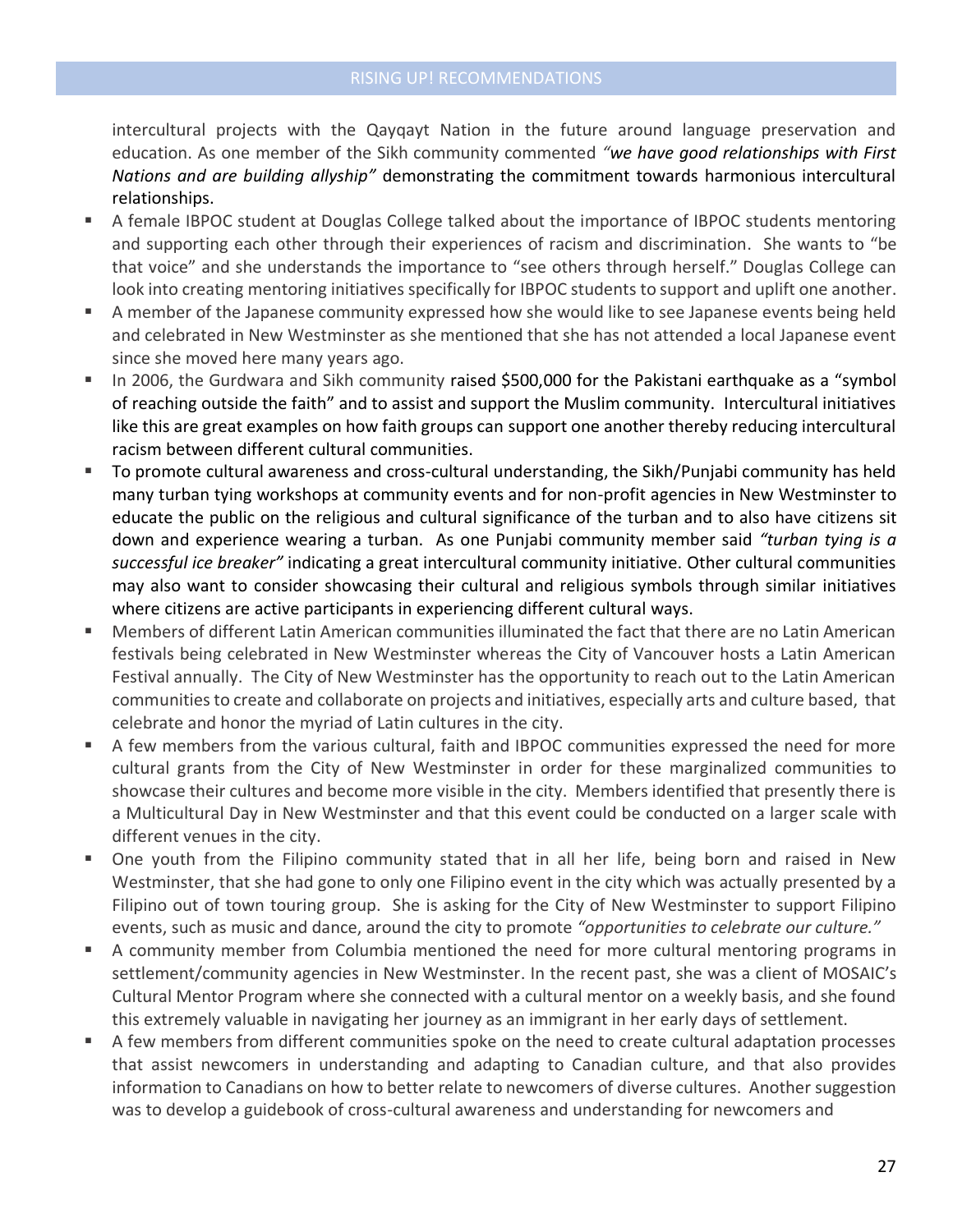intercultural projects with the Qayqayt Nation in the future around language preservation and education. As one member of the Sikh community commented *"we have good relationships with First Nations and are building allyship"* demonstrating the commitment towards harmonious intercultural relationships.

- A female IBPOC student at Douglas College talked about the importance of IBPOC students mentoring and supporting each other through their experiences of racism and discrimination. She wants to "be that voice" and she understands the importance to "see others through herself." Douglas College can look into creating mentoring initiatives specifically for IBPOC students to support and uplift one another.
- A member of the Japanese community expressed how she would like to see Japanese events being held and celebrated in New Westminster as she mentioned that she has not attended a local Japanese event since she moved here many years ago.
- In 2006, the Gurdwara and Sikh community raised $500,000 for the Pakistani earthquake as a "symbol of reaching outside the faith" and to assist and support the Muslim community. Intercultural initiatives like this are great examples on how faith groups can support one another thereby reducing intercultural racism between different cultural communities.
- To promote cultural awareness and cross-cultural understanding, the Sikh/Punjabi community has held many turban tying workshops at community events and for non-profit agencies in New Westminster to educate the public on the religious and cultural significance of the turban and to also have citizens sit down and experience wearing a turban. As one Punjabi community member said *"turban tying is a successful ice breaker"* indicating a great intercultural community initiative. Other cultural communities may also want to consider showcasing their cultural and religious symbols through similar initiatives where citizens are active participants in experiencing different cultural ways.
- Members of different Latin American communities illuminated the fact that there are no Latin American festivals being celebrated in New Westminster whereas the City of Vancouver hosts a Latin American Festival annually. The City of New Westminster has the opportunity to reach out to the Latin American communities to create and collaborate on projects and initiatives, especially arts and culture based, that celebrate and honor the myriad of Latin cultures in the city.
- A few members from the various cultural, faith and IBPOC communities expressed the need for more cultural grants from the City of New Westminster in order for these marginalized communities to showcase their cultures and become more visible in the city. Members identified that presently there is a Multicultural Day in New Westminster and that this event could be conducted on a larger scale with different venues in the city.
- One youth from the Filipino community stated that in all her life, being born and raised in New Westminster, that she had gone to only one Filipino event in the city which was actually presented by a Filipino out of town touring group. She is asking for the City of New Westminster to support Filipino events, such as music and dance, around the city to promote *"opportunities to celebrate our culture."*
- A community member from Columbia mentioned the need for more cultural mentoring programs in settlement/community agencies in New Westminster. In the recent past, she was a client of MOSAIC's Cultural Mentor Program where she connected with a cultural mentor on a weekly basis, and she found this extremely valuable in navigating her journey as an immigrant in her early days of settlement.
- A few members from different communities spoke on the need to create cultural adaptation processes that assist newcomers in understanding and adapting to Canadian culture, and that also provides information to Canadians on how to better relate to newcomers of diverse cultures. Another suggestion was to develop a guidebook of cross-cultural awareness and understanding for newcomers and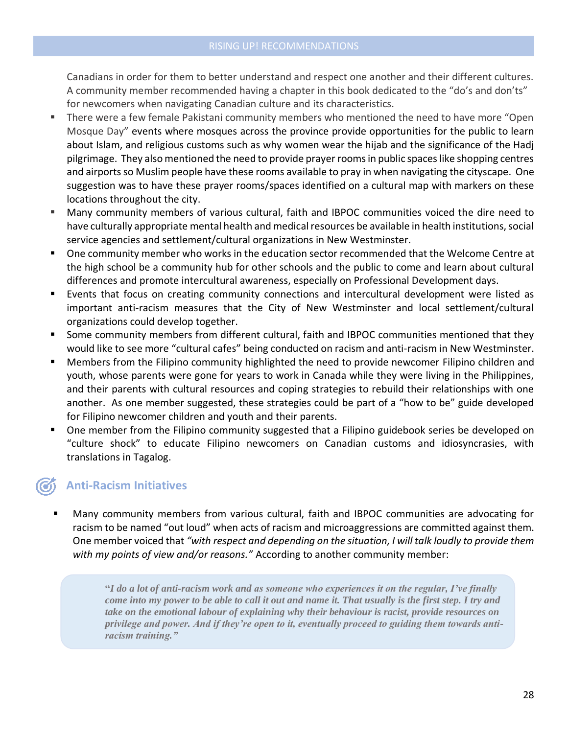Canadians in order for them to better understand and respect one another and their different cultures. A community member recommended having a chapter in this book dedicated to the "do's and don'ts" for newcomers when navigating Canadian culture and its characteristics.

- There were a few female Pakistani community members who mentioned the need to have more "Open Mosque Day" events where mosques across the province provide opportunities for the public to learn about Islam, and religious customs such as why women wear the hijab and the significance of the Hadj pilgrimage. They also mentioned the need to provide prayer rooms in public spaces like shopping centres and airports so Muslim people have these rooms available to pray in when navigating the cityscape. One suggestion was to have these prayer rooms/spaces identified on a cultural map with markers on these locations throughout the city.
- Many community members of various cultural, faith and IBPOC communities voiced the dire need to have culturally appropriate mental health and medical resources be available in health institutions, social service agencies and settlement/cultural organizations in New Westminster.
- One community member who works in the education sector recommended that the Welcome Centre at the high school be a community hub for other schools and the public to come and learn about cultural differences and promote intercultural awareness, especially on Professional Development days.
- Events that focus on creating community connections and intercultural development were listed as important anti-racism measures that the City of New Westminster and local settlement/cultural organizations could develop together.
- Some community members from different cultural, faith and IBPOC communities mentioned that they would like to see more "cultural cafes" being conducted on racism and anti-racism in New Westminster.
- Members from the Filipino community highlighted the need to provide newcomer Filipino children and youth, whose parents were gone for years to work in Canada while they were living in the Philippines, and their parents with cultural resources and coping strategies to rebuild their relationships with one another. As one member suggested, these strategies could be part of a "how to be" guide developed for Filipino newcomer children and youth and their parents.
- One member from the Filipino community suggested that a Filipino guidebook series be developed on "culture shock" to educate Filipino newcomers on Canadian customs and idiosyncrasies, with translations in Tagalog.

## Anti-Racism Initiatives

- Many community members from various cultural, faith and IBPOC communities are advocating for racism to be named "out loud" when acts of racism and microaggressions are committed against them. One member voiced that *"with respect and depending on the situation, I will talk loudly to provide them with my points of view and/or reasons."* According to another community member:

> ***"I do a lot of anti-racism work and as someone who experiences it on the regular, I've finally come into my power to be able to call it out and name it. That usually is the first step. I try and take on the emotional labour of explaining why their behaviour is racist, provide resources on privilege and power. And if they're open to it, eventually proceed to guiding them towards anti-racism training."***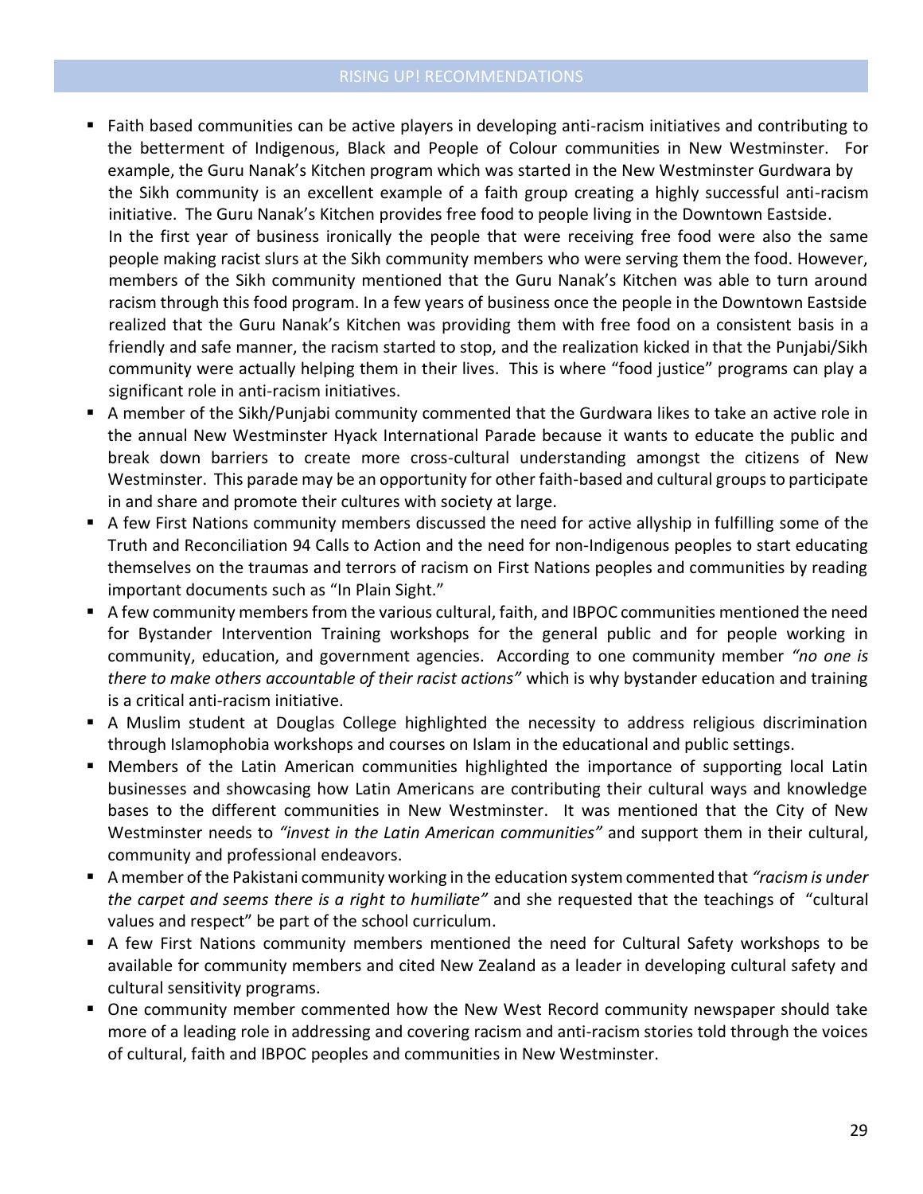## RISING UP! RECOMMENDATIONS

- Faith based communities can be active players in developing anti-racism initiatives and contributing to the betterment of Indigenous, Black and People of Colour communities in New Westminster. For example, the Guru Nanak's Kitchen program which was started in the New Westminster Gurdwara by the Sikh community is an excellent example of a faith group creating a highly successful anti-racism initiative. The Guru Nanak's Kitchen provides free food to people living in the Downtown Eastside. In the first year of business ironically the people that were receiving free food were also the same people making racist slurs at the Sikh community members who were serving them the food. However, members of the Sikh community mentioned that the Guru Nanak's Kitchen was able to turn around racism through this food program. In a few years of business once the people in the Downtown Eastside realized that the Guru Nanak's Kitchen was providing them with free food on a consistent basis in a friendly and safe manner, the racism started to stop, and the realization kicked in that the Punjabi/Sikh community were actually helping them in their lives. This is where "food justice" programs can play a significant role in anti-racism initiatives.
- A member of the Sikh/Punjabi community commented that the Gurdwara likes to take an active role in the annual New Westminster Hyack International Parade because it wants to educate the public and break down barriers to create more cross-cultural understanding amongst the citizens of New Westminster. This parade may be an opportunity for other faith-based and cultural groups to participate in and share and promote their cultures with society at large.
- A few First Nations community members discussed the need for active allyship in fulfilling some of the Truth and Reconciliation 94 Calls to Action and the need for non-Indigenous peoples to start educating themselves on the traumas and terrors of racism on First Nations peoples and communities by reading important documents such as "In Plain Sight."
- A few community members from the various cultural, faith, and IBPOC communities mentioned the need for Bystander Intervention Training workshops for the general public and for people working in community, education, and government agencies. According to one community member *"no one is there to make others accountable of their racist actions"* which is why bystander education and training is a critical anti-racism initiative.
- A Muslim student at Douglas College highlighted the necessity to address religious discrimination through Islamophobia workshops and courses on Islam in the educational and public settings.
- Members of the Latin American communities highlighted the importance of supporting local Latin businesses and showcasing how Latin Americans are contributing their cultural ways and knowledge bases to the different communities in New Westminster. It was mentioned that the City of New Westminster needs to *"invest in the Latin American communities"* and support them in their cultural, community and professional endeavors.
- A member of the Pakistani community working in the education system commented that *"racism is under the carpet and seems there is a right to humiliate"* and she requested that the teachings of "cultural values and respect" be part of the school curriculum.
- A few First Nations community members mentioned the need for Cultural Safety workshops to be available for community members and cited New Zealand as a leader in developing cultural safety and cultural sensitivity programs.
- One community member commented how the New West Record community newspaper should take more of a leading role in addressing and covering racism and anti-racism stories told through the voices of cultural, faith and IBPOC peoples and communities in New Westminster.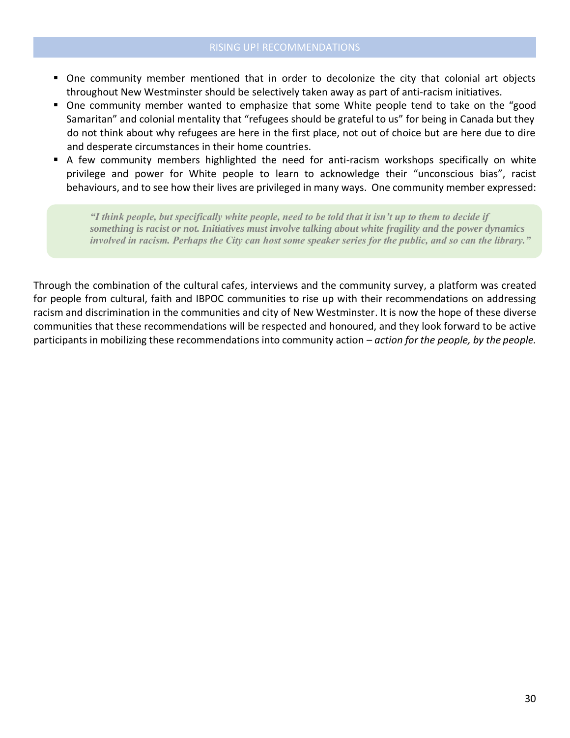- One community member mentioned that in order to decolonize the city that colonial art objects throughout New Westminster should be selectively taken away as part of anti-racism initiatives.
- One community member wanted to emphasize that some White people tend to take on the "good Samaritan" and colonial mentality that "refugees should be grateful to us" for being in Canada but they do not think about why refugees are here in the first place, not out of choice but are here due to dire and desperate circumstances in their home countries.
- A few community members highlighted the need for anti-racism workshops specifically on white privilege and power for White people to learn to acknowledge their "unconscious bias", racist behaviours, and to see how their lives are privileged in many ways. One community member expressed:

> ***"I think people, but specifically white people, need to be told that it isn't up to them to decide if something is racist or not. Initiatives must involve talking about white fragility and the power dynamics involved in racism. Perhaps the City can host some speaker series for the public, and so can the library."***

Through the combination of the cultural cafes, interviews and the community survey, a platform was created for people from cultural, faith and IBPOC communities to rise up with their recommendations on addressing racism and discrimination in the communities and city of New Westminster. It is now the hope of these diverse communities that these recommendations will be respected and honoured, and they look forward to be active participants in mobilizing these recommendations into community action – *action for the people, by the people.*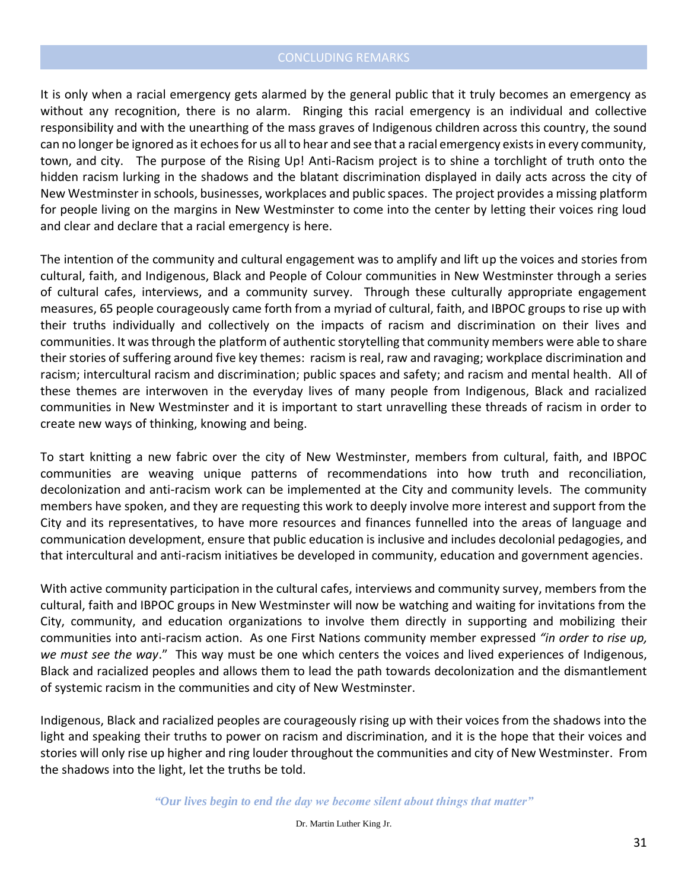## CONCLUDING REMARKS

It is only when a racial emergency gets alarmed by the general public that it truly becomes an emergency as without any recognition, there is no alarm. Ringing this racial emergency is an individual and collective responsibility and with the unearthing of the mass graves of Indigenous children across this country, the sound can no longer be ignored as it echoes for us all to hear and see that a racial emergency exists in every community, town, and city. The purpose of the Rising Up! Anti-Racism project is to shine a torchlight of truth onto the hidden racism lurking in the shadows and the blatant discrimination displayed in daily acts across the city of New Westminster in schools, businesses, workplaces and public spaces. The project provides a missing platform for people living on the margins in New Westminster to come into the center by letting their voices ring loud and clear and declare that a racial emergency is here.

The intention of the community and cultural engagement was to amplify and lift up the voices and stories from cultural, faith, and Indigenous, Black and People of Colour communities in New Westminster through a series of cultural cafes, interviews, and a community survey. Through these culturally appropriate engagement measures, 65 people courageously came forth from a myriad of cultural, faith, and IBPOC groups to rise up with their truths individually and collectively on the impacts of racism and discrimination on their lives and communities. It was through the platform of authentic storytelling that community members were able to share their stories of suffering around five key themes: racism is real, raw and ravaging; workplace discrimination and racism; intercultural racism and discrimination; public spaces and safety; and racism and mental health. All of these themes are interwoven in the everyday lives of many people from Indigenous, Black and racialized communities in New Westminster and it is important to start unravelling these threads of racism in order to create new ways of thinking, knowing and being.

To start knitting a new fabric over the city of New Westminster, members from cultural, faith, and IBPOC communities are weaving unique patterns of recommendations into how truth and reconciliation, decolonization and anti-racism work can be implemented at the City and community levels. The community members have spoken, and they are requesting this work to deeply involve more interest and support from the City and its representatives, to have more resources and finances funnelled into the areas of language and communication development, ensure that public education is inclusive and includes decolonial pedagogies, and that intercultural and anti-racism initiatives be developed in community, education and government agencies.

With active community participation in the cultural cafes, interviews and community survey, members from the cultural, faith and IBPOC groups in New Westminster will now be watching and waiting for invitations from the City, community, and education organizations to involve them directly in supporting and mobilizing their communities into anti-racism action. As one First Nations community member expressed *"in order to rise up, we must see the way*." This way must be one which centers the voices and lived experiences of Indigenous, Black and racialized peoples and allows them to lead the path towards decolonization and the dismantlement of systemic racism in the communities and city of New Westminster.

Indigenous, Black and racialized peoples are courageously rising up with their voices from the shadows into the light and speaking their truths to power on racism and discrimination, and it is the hope that their voices and stories will only rise up higher and ring louder throughout the communities and city of New Westminster. From the shadows into the light, let the truths be told.

***"Our lives begin to end the day we become silent about things that matter"***

Dr. Martin Luther King Jr.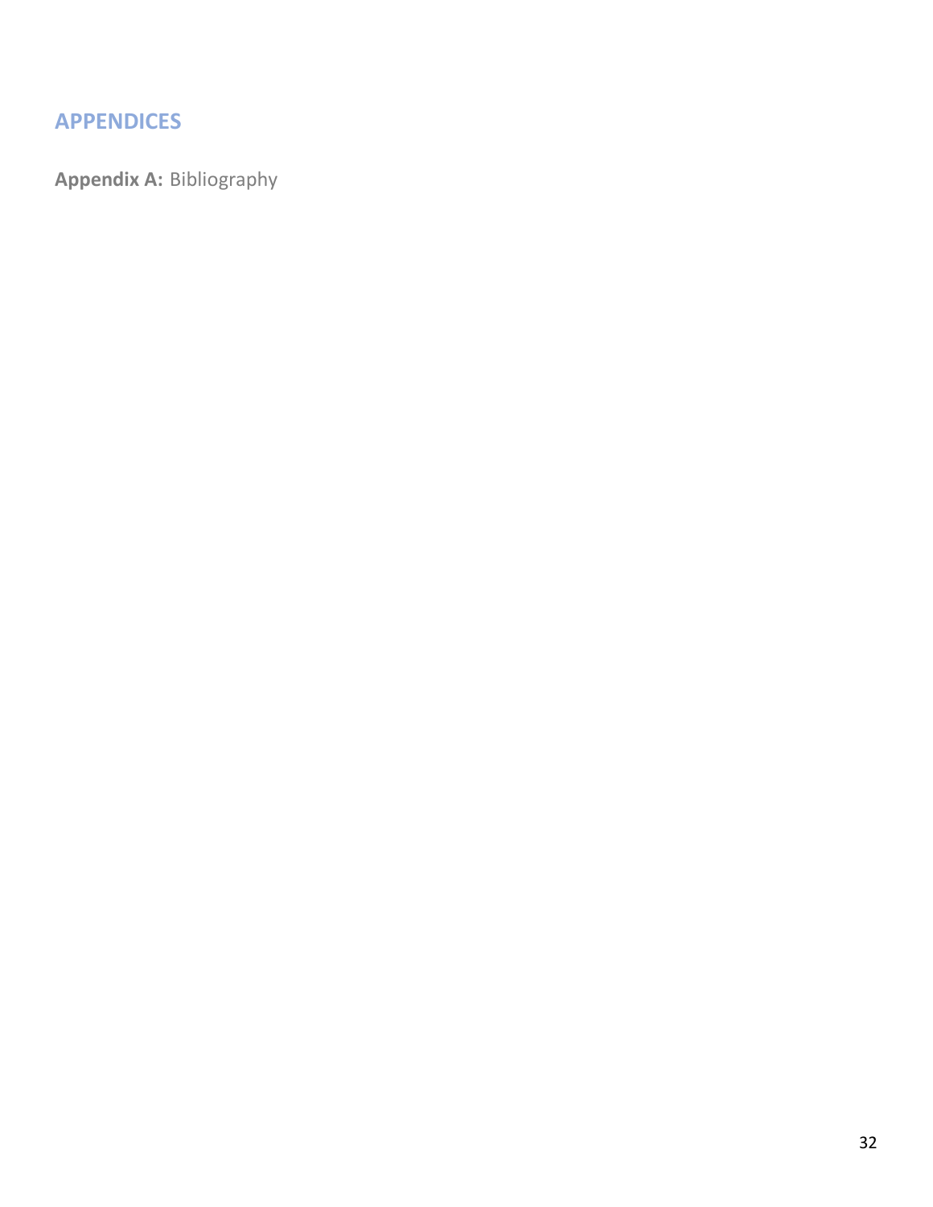## APPENDICES

**Appendix A:** Bibliography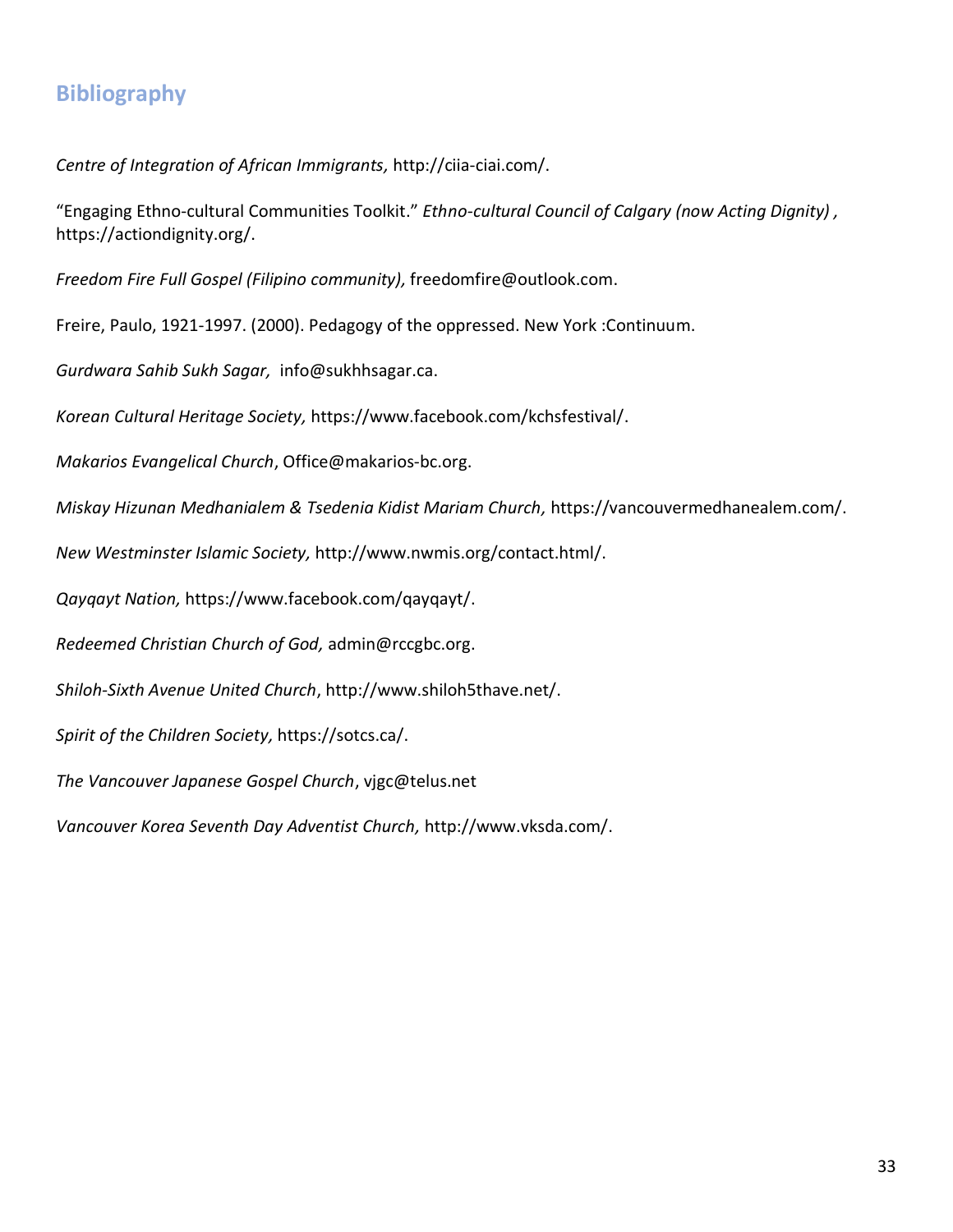## Bibliography

*Centre of Integration of African Immigrants,* http://ciia-ciai.com/.

"Engaging Ethno-cultural Communities Toolkit." *Ethno-cultural Council of Calgary (now Acting Dignity) ,* https://actiondignity.org/.

*Freedom Fire Full Gospel (Filipino community),* freedomfire@outlook.com.

Freire, Paulo, 1921-1997. (2000). Pedagogy of the oppressed. New York :Continuum.

*Gurdwara Sahib Sukh Sagar,* info@sukhhsagar.ca.

*Korean Cultural Heritage Society,* https://www.facebook.com/kchsfestival/.

*Makarios Evangelical Church*, Office@makarios-bc.org.

*Miskay Hizunan Medhanialem & Tsedenia Kidist Mariam Church,* https://vancouvermedhanealem.com/.

*New Westminster Islamic Society,* http://www.nwmis.org/contact.html/.

*Qayqayt Nation,* https://www.facebook.com/qayqayt/.

*Redeemed Christian Church of God,* admin@rccgbc.org.

*Shiloh-Sixth Avenue United Church*, http://www.shiloh5thave.net/.

*Spirit of the Children Society,* https://sotcs.ca/.

*The Vancouver Japanese Gospel Church*, vjgc@telus.net

*Vancouver Korea Seventh Day Adventist Church,* http://www.vksda.com/.